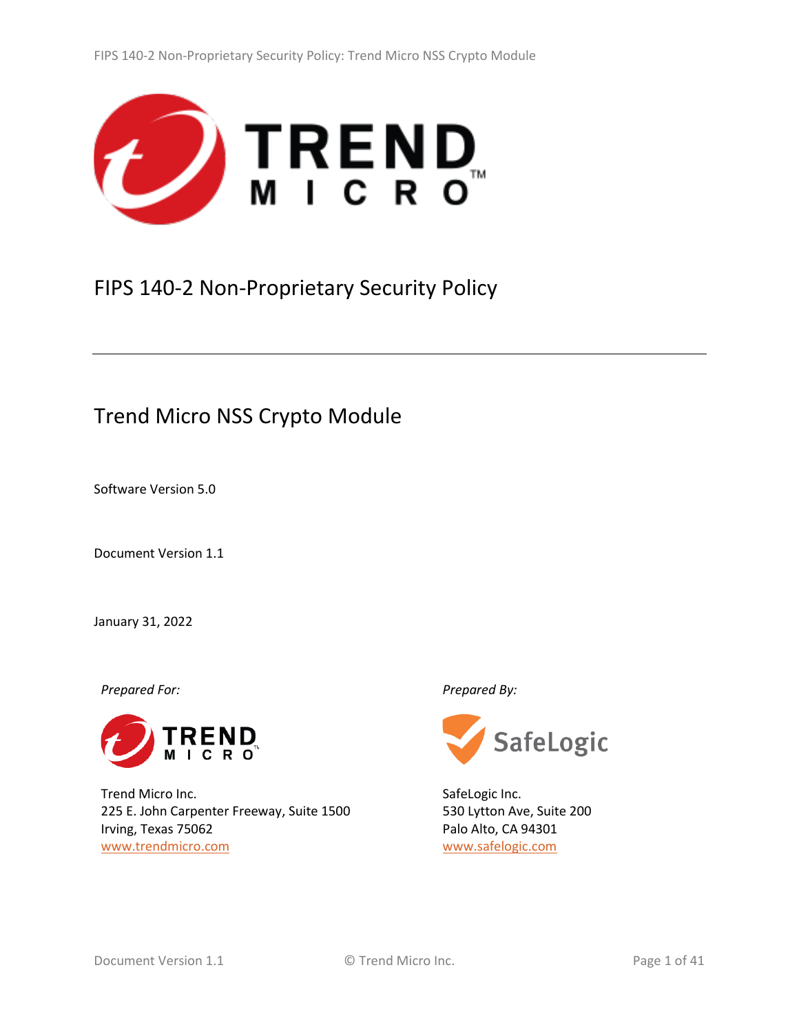# FIPS 140-2 Non-Proprietary Security Policy

## Trend Micro NSS Crypto Module

Software Version 5.0

Document Version 1.1

January 31, 2022

*Prepared For:*

Trend Micro Inc.
225 E. John Carpenter Freeway, Suite 1500
Irving, Texas 75062
www.trendmicro.com

*Prepared By:*

SafeLogic Inc.
530 Lytton Ave, Suite 200
Palo Alto, CA 94301
www.safelogic.com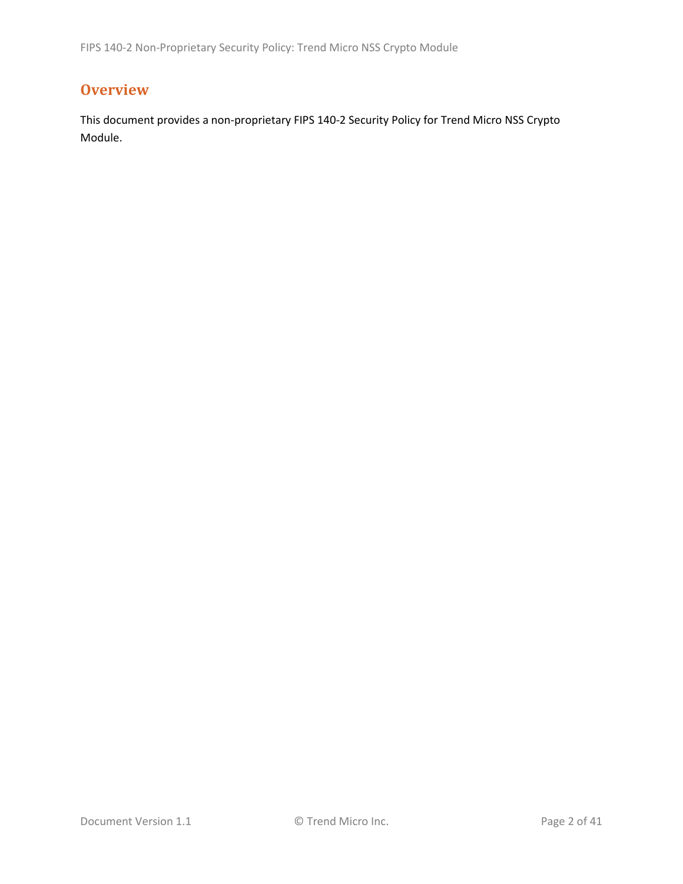## Overview

This document provides a non-proprietary FIPS 140-2 Security Policy for Trend Micro NSS Crypto Module.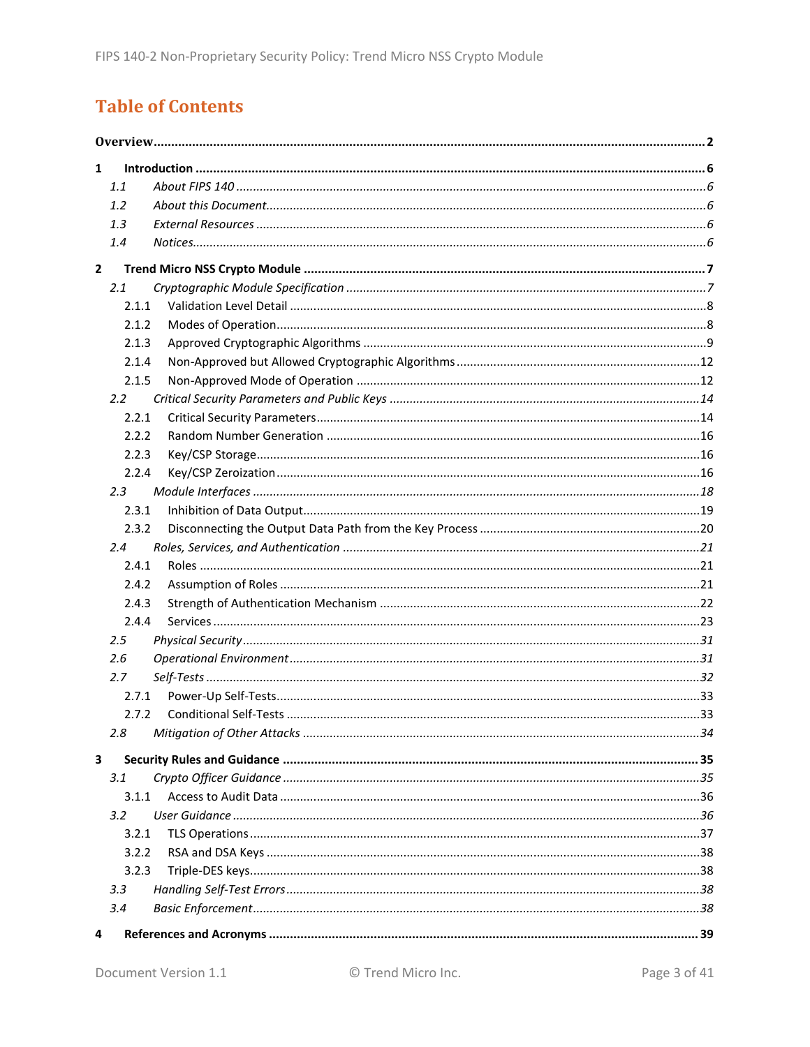# Table of Contents

**Overview** .......... 2

**1 Introduction** .......... 6
- *1.1 About FIPS 140* .......... 6
- *1.2 About this Document* .......... 6
- *1.3 External Resources* .......... 6
- *1.4 Notices* .......... 6

**2 Trend Micro NSS Crypto Module** .......... 7
- *2.1 Cryptographic Module Specification* .......... 7
  - 2.1.1 Validation Level Detail .......... 8
  - 2.1.2 Modes of Operation .......... 8
  - 2.1.3 Approved Cryptographic Algorithms .......... 9
  - 2.1.4 Non-Approved but Allowed Cryptographic Algorithms .......... 12
  - 2.1.5 Non-Approved Mode of Operation .......... 12
- *2.2 Critical Security Parameters and Public Keys* .......... 14
  - 2.2.1 Critical Security Parameters .......... 14
  - 2.2.2 Random Number Generation .......... 16
  - 2.2.3 Key/CSP Storage .......... 16
  - 2.2.4 Key/CSP Zeroization .......... 16
- *2.3 Module Interfaces* .......... 18
  - 2.3.1 Inhibition of Data Output .......... 19
  - 2.3.2 Disconnecting the Output Data Path from the Key Process .......... 20
- *2.4 Roles, Services, and Authentication* .......... 21
  - 2.4.1 Roles .......... 21
  - 2.4.2 Assumption of Roles .......... 21
  - 2.4.3 Strength of Authentication Mechanism .......... 22
  - 2.4.4 Services .......... 23
- *2.5 Physical Security* .......... 31
- *2.6 Operational Environment* .......... 31
- *2.7 Self-Tests* .......... 32
  - 2.7.1 Power-Up Self-Tests .......... 33
  - 2.7.2 Conditional Self-Tests .......... 33
- *2.8 Mitigation of Other Attacks* .......... 34

**3 Security Rules and Guidance** .......... 35
- *3.1 Crypto Officer Guidance* .......... 35
  - 3.1.1 Access to Audit Data .......... 36
- *3.2 User Guidance* .......... 36
  - 3.2.1 TLS Operations .......... 37
  - 3.2.2 RSA and DSA Keys .......... 38
  - 3.2.3 Triple-DES keys .......... 38
- *3.3 Handling Self-Test Errors* .......... 38
- *3.4 Basic Enforcement* .......... 38

**4 References and Acronyms** .......... 39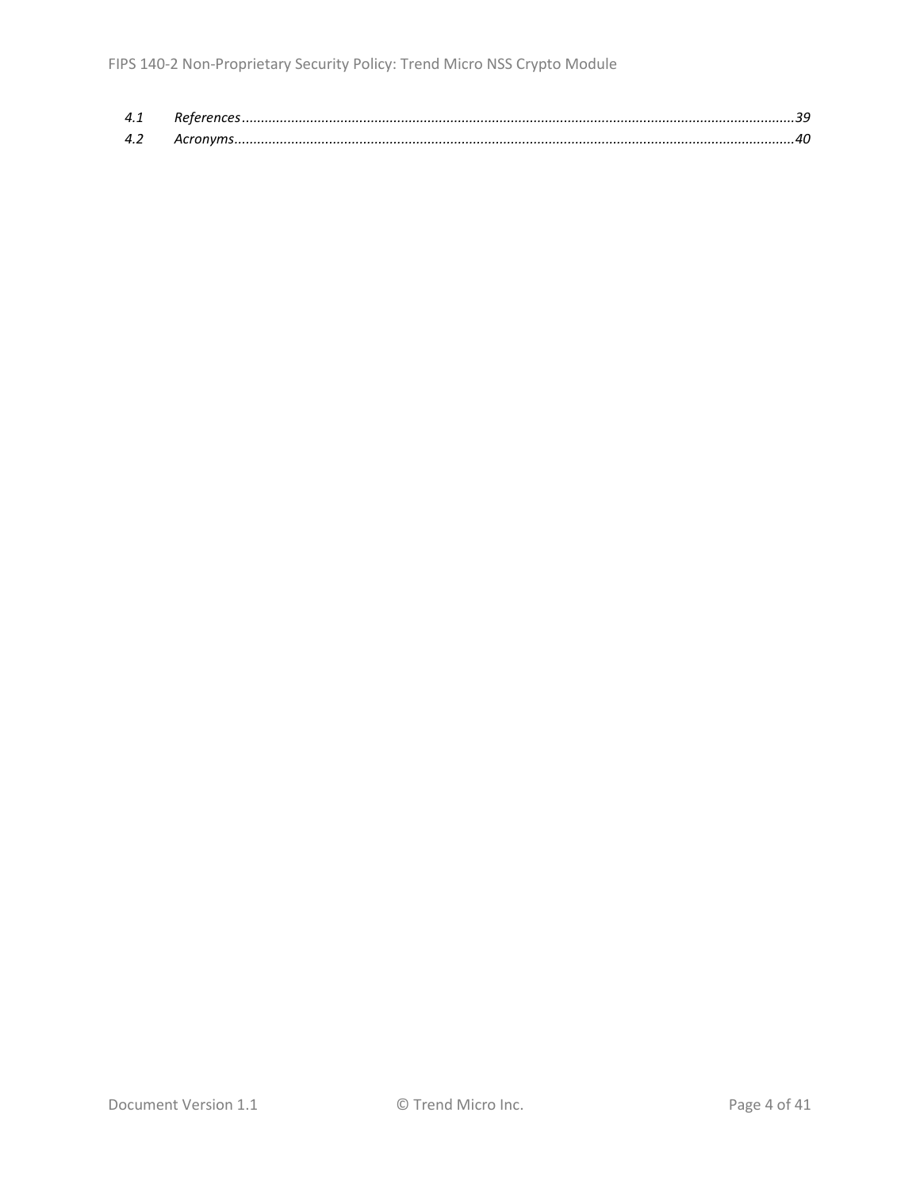*4.1 References......................................................................................................................................39*

*4.2 Acronyms........................................................................................................................................40*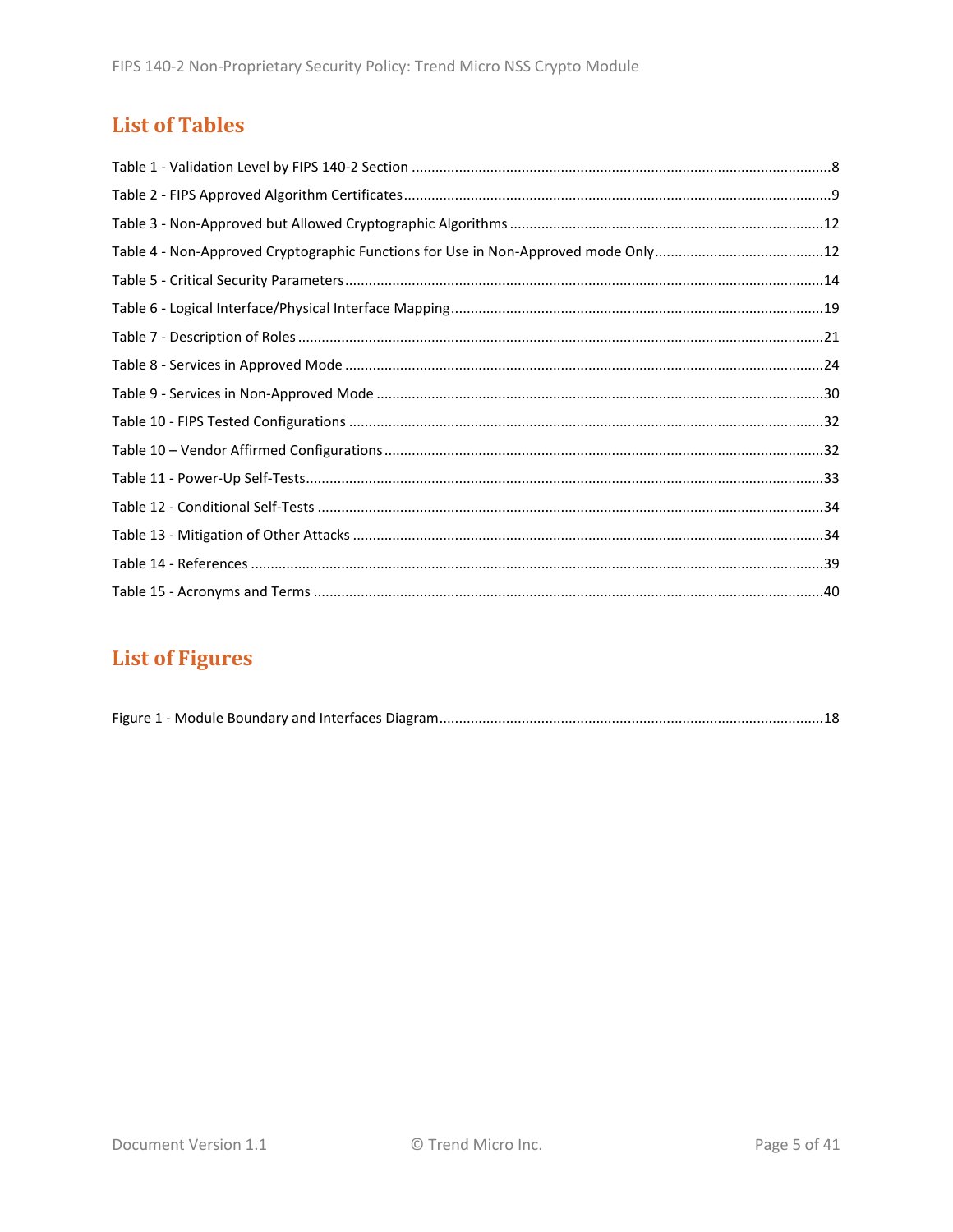## List of Tables

Table 1 - Validation Level by FIPS 140-2 Section ........................................................................................................8

Table 2 - FIPS Approved Algorithm Certificates ........................................................................................................9

Table 3 - Non-Approved but Allowed Cryptographic Algorithms ........................................................................................12

Table 4 - Non-Approved Cryptographic Functions for Use in Non-Approved mode Only ........................................................12

Table 5 - Critical Security Parameters ........................................................................................................14

Table 6 - Logical Interface/Physical Interface Mapping ........................................................................................19

Table 7 - Description of Roles ........................................................................................................21

Table 8 - Services in Approved Mode ........................................................................................................24

Table 9 - Services in Non-Approved Mode ........................................................................................................30

Table 10 - FIPS Tested Configurations ........................................................................................................32

Table 10 – Vendor Affirmed Configurations ........................................................................................................32

Table 11 - Power-Up Self-Tests ........................................................................................................33

Table 12 - Conditional Self-Tests ........................................................................................................34

Table 13 - Mitigation of Other Attacks ........................................................................................................34

Table 14 - References ........................................................................................................39

Table 15 - Acronyms and Terms ........................................................................................................40

## List of Figures

Figure 1 - Module Boundary and Interfaces Diagram ........................................................................................18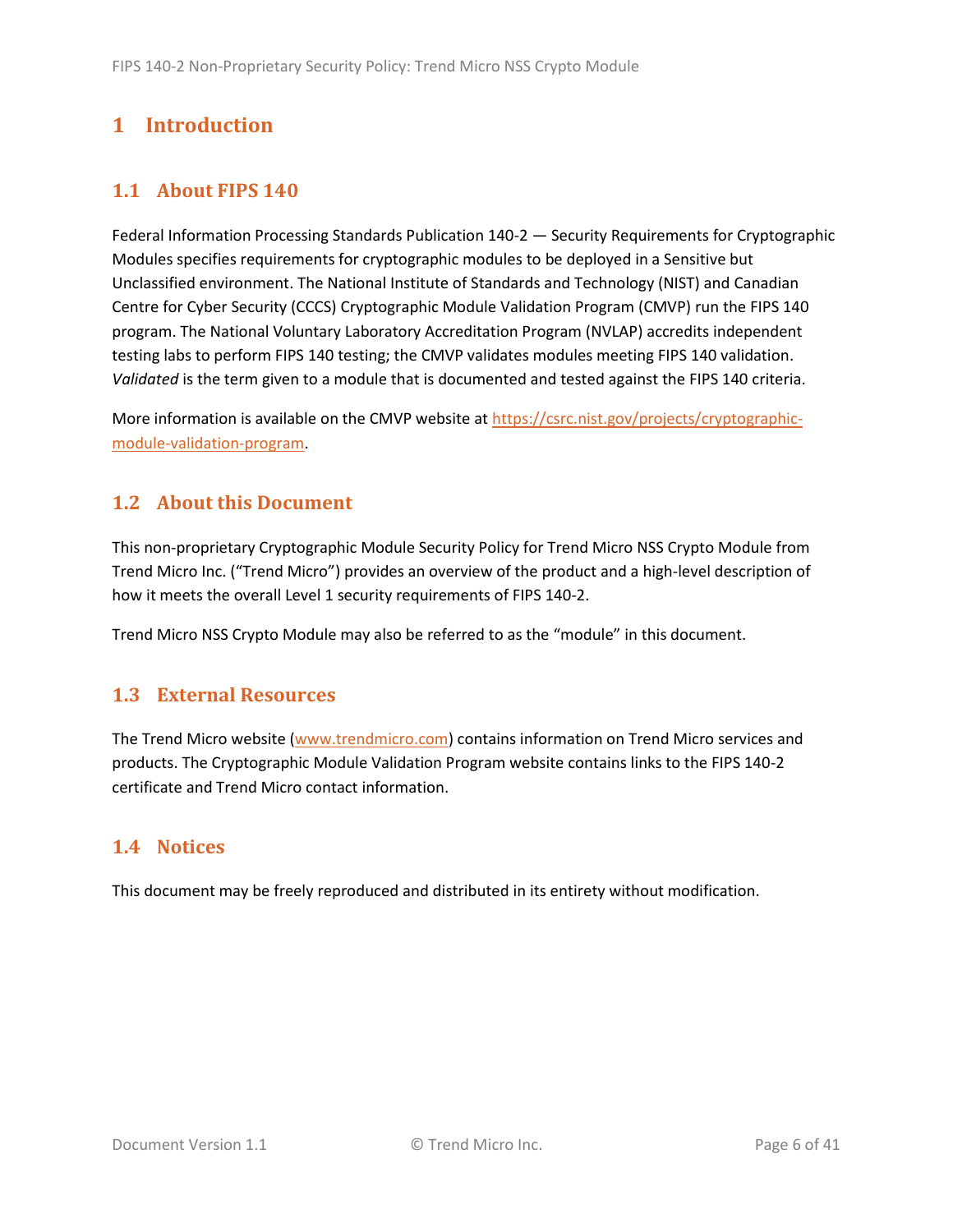# 1 Introduction

## 1.1 About FIPS 140

Federal Information Processing Standards Publication 140-2 — Security Requirements for Cryptographic Modules specifies requirements for cryptographic modules to be deployed in a Sensitive but Unclassified environment. The National Institute of Standards and Technology (NIST) and Canadian Centre for Cyber Security (CCCS) Cryptographic Module Validation Program (CMVP) run the FIPS 140 program. The National Voluntary Laboratory Accreditation Program (NVLAP) accredits independent testing labs to perform FIPS 140 testing; the CMVP validates modules meeting FIPS 140 validation. *Validated* is the term given to a module that is documented and tested against the FIPS 140 criteria.

More information is available on the CMVP website at [https://csrc.nist.gov/projects/cryptographic-module-validation-program](https://csrc.nist.gov/projects/cryptographic-module-validation-program).

## 1.2 About this Document

This non-proprietary Cryptographic Module Security Policy for Trend Micro NSS Crypto Module from Trend Micro Inc. ("Trend Micro") provides an overview of the product and a high-level description of how it meets the overall Level 1 security requirements of FIPS 140-2.

Trend Micro NSS Crypto Module may also be referred to as the "module" in this document.

## 1.3 External Resources

The Trend Micro website ([www.trendmicro.com](www.trendmicro.com)) contains information on Trend Micro services and products. The Cryptographic Module Validation Program website contains links to the FIPS 140-2 certificate and Trend Micro contact information.

## 1.4 Notices

This document may be freely reproduced and distributed in its entirety without modification.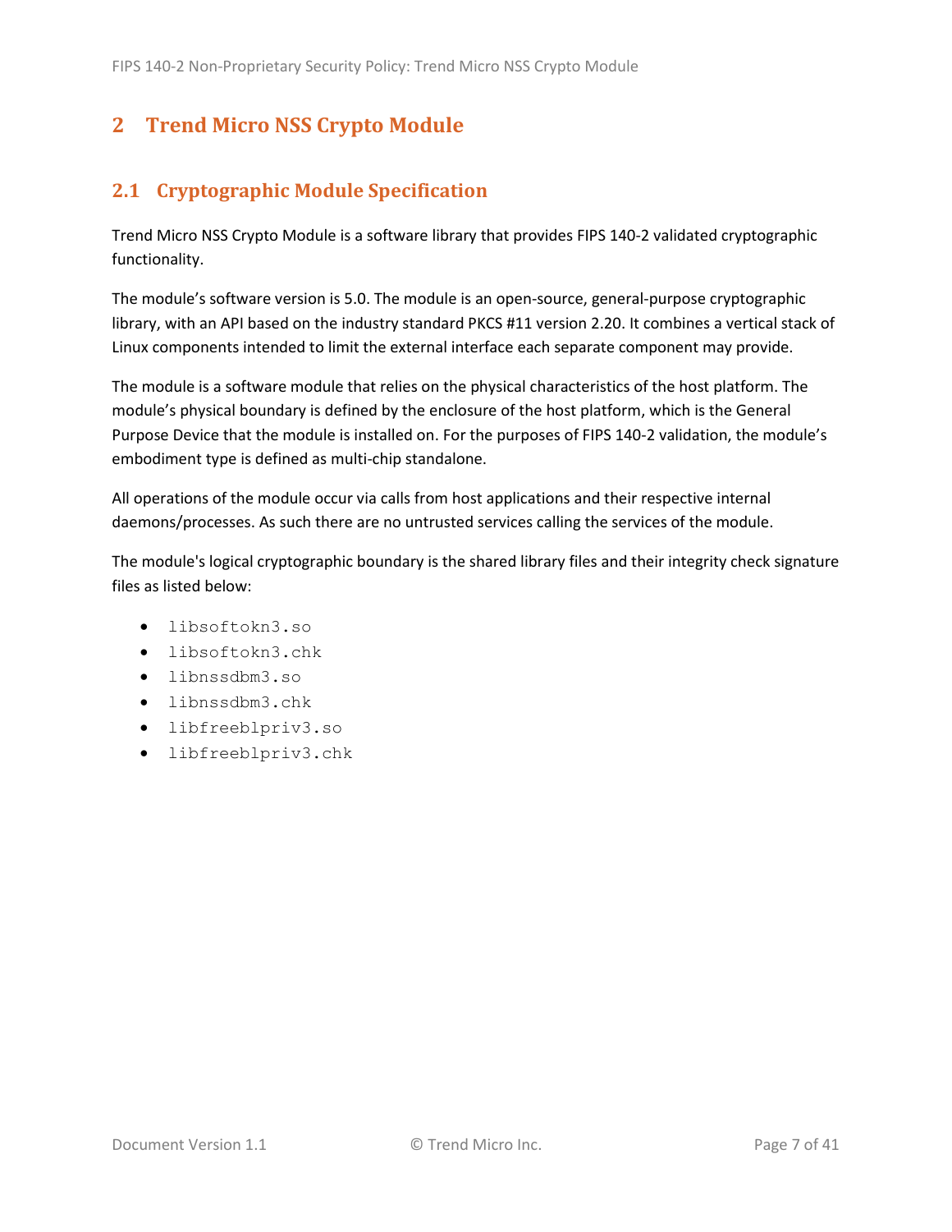# 2 Trend Micro NSS Crypto Module

## 2.1 Cryptographic Module Specification

Trend Micro NSS Crypto Module is a software library that provides FIPS 140-2 validated cryptographic functionality.

The module's software version is 5.0. The module is an open-source, general-purpose cryptographic library, with an API based on the industry standard PKCS #11 version 2.20. It combines a vertical stack of Linux components intended to limit the external interface each separate component may provide.

The module is a software module that relies on the physical characteristics of the host platform. The module's physical boundary is defined by the enclosure of the host platform, which is the General Purpose Device that the module is installed on. For the purposes of FIPS 140-2 validation, the module's embodiment type is defined as multi-chip standalone.

All operations of the module occur via calls from host applications and their respective internal daemons/processes. As such there are no untrusted services calling the services of the module.

The module's logical cryptographic boundary is the shared library files and their integrity check signature files as listed below:

- `libsoftokn3.so`
- `libsoftokn3.chk`
- `libnssdbm3.so`
- `libnssdbm3.chk`
- `libfreeblpriv3.so`
- `libfreeblpriv3.chk`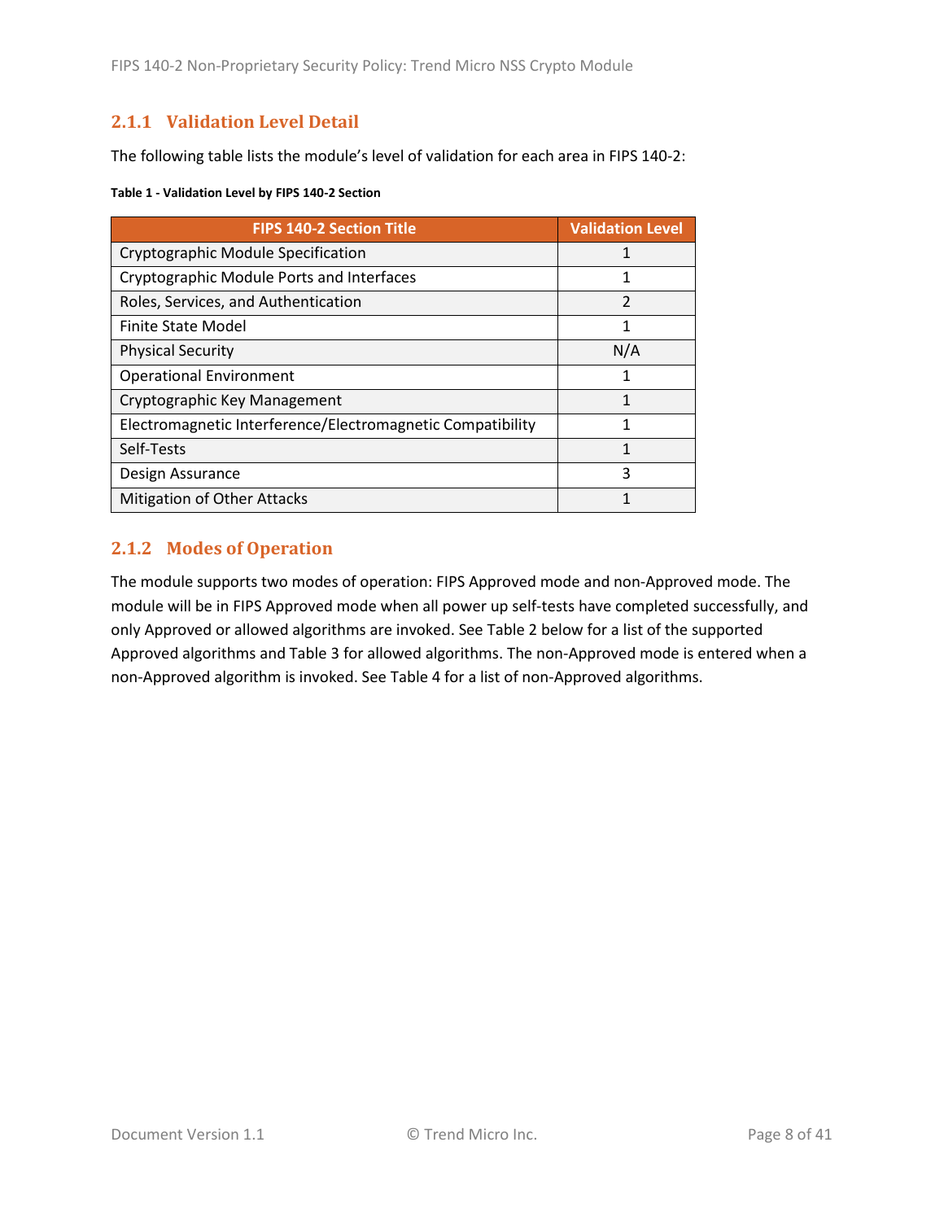### 2.1.1 Validation Level Detail

The following table lists the module's level of validation for each area in FIPS 140-2:

**Table 1 - Validation Level by FIPS 140-2 Section**

| FIPS 140-2 Section Title | Validation Level |
|---|---|
| Cryptographic Module Specification | 1 |
| Cryptographic Module Ports and Interfaces | 1 |
| Roles, Services, and Authentication | 2 |
| Finite State Model | 1 |
| Physical Security | N/A |
| Operational Environment | 1 |
| Cryptographic Key Management | 1 |
| Electromagnetic Interference/Electromagnetic Compatibility | 1 |
| Self-Tests | 1 |
| Design Assurance | 3 |
| Mitigation of Other Attacks | 1 |

### 2.1.2 Modes of Operation

The module supports two modes of operation: FIPS Approved mode and non-Approved mode. The module will be in FIPS Approved mode when all power up self-tests have completed successfully, and only Approved or allowed algorithms are invoked. See Table 2 below for a list of the supported Approved algorithms and Table 3 for allowed algorithms. The non-Approved mode is entered when a non-Approved algorithm is invoked. See Table 4 for a list of non-Approved algorithms.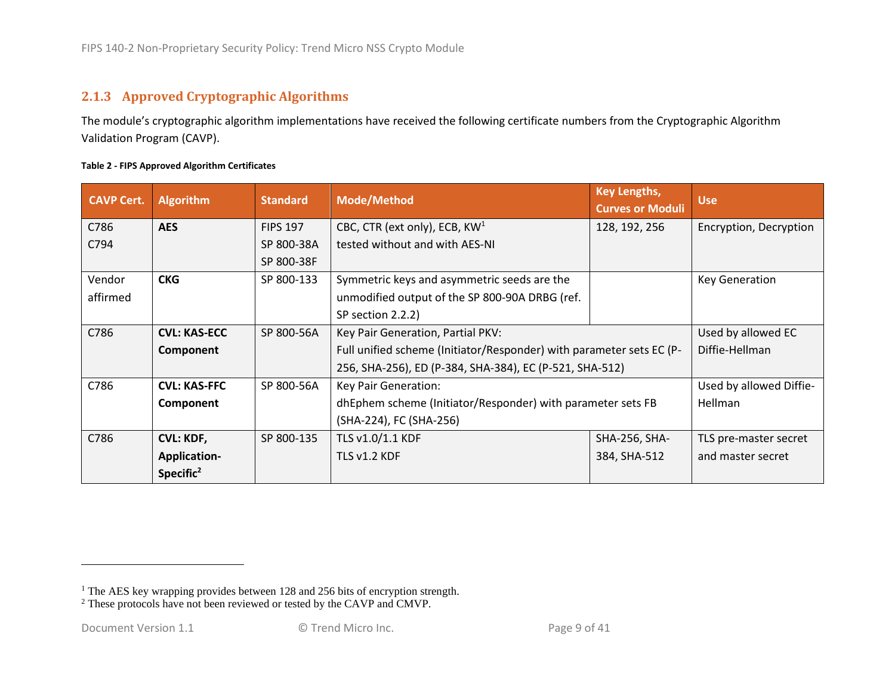### 2.1.3 Approved Cryptographic Algorithms

The module's cryptographic algorithm implementations have received the following certificate numbers from the Cryptographic Algorithm Validation Program (CAVP).

**Table 2 - FIPS Approved Algorithm Certificates**

| CAVP Cert. | Algorithm | Standard | Mode/Method | Key Lengths, Curves or Moduli | Use |
|---|---|---|---|---|---|
| C786<br>C794 | **AES** | FIPS 197<br>SP 800-38A<br>SP 800-38F | CBC, CTR (ext only), ECB, KW[1]<br>tested without and with AES-NI | 128, 192, 256 | Encryption, Decryption |
| Vendor affirmed | **CKG** | SP 800-133 | Symmetric keys and asymmetric seeds are the unmodified output of the SP 800-90A DRBG (ref. SP section 2.2.2) | | Key Generation |
| C786 | **CVL: KAS-ECC Component** | SP 800-56A | Key Pair Generation, Partial PKV:<br>Full unified scheme (Initiator/Responder) with parameter sets EC (P-256, SHA-256), ED (P-384, SHA-384), EC (P-521, SHA-512) | | Used by allowed EC Diffie-Hellman |
| C786 | **CVL: KAS-FFC Component** | SP 800-56A | Key Pair Generation:<br>dhEphem scheme (Initiator/Responder) with parameter sets FB (SHA-224), FC (SHA-256) | | Used by allowed Diffie-Hellman |
| C786 | **CVL: KDF, Application-Specific[2]** | SP 800-135 | TLS v1.0/1.1 KDF<br>TLS v1.2 KDF | SHA-256, SHA-384, SHA-512 | TLS pre-master secret and master secret |

[1] The AES key wrapping provides between 128 and 256 bits of encryption strength.

[2] These protocols have not been reviewed or tested by the CAVP and CMVP.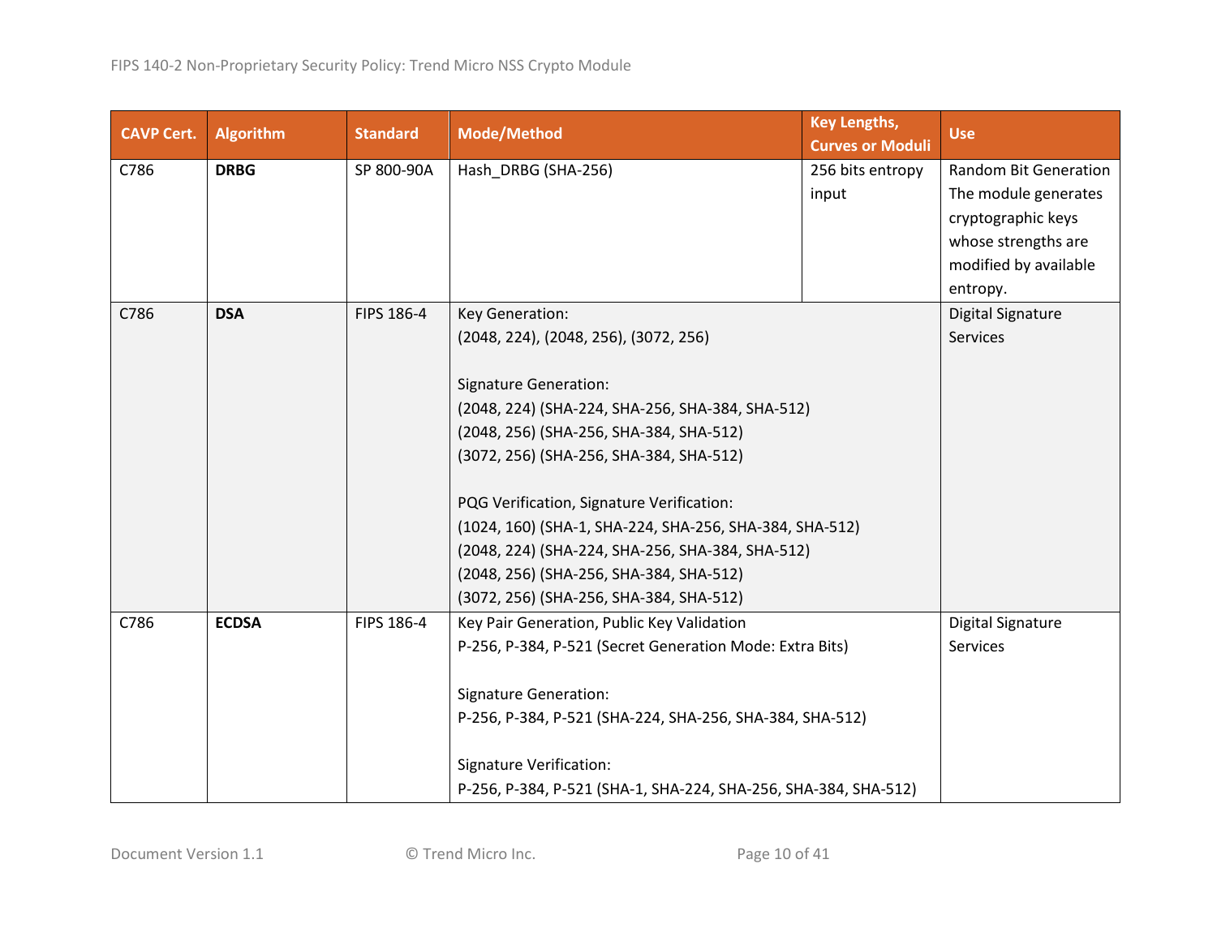| CAVP Cert. | Algorithm | Standard | Mode/Method | Key Lengths, Curves or Moduli | Use |
|---|---|---|---|---|---|
| C786 | **DRBG** | SP 800-90A | Hash_DRBG (SHA-256) | 256 bits entropy input | Random Bit Generation The module generates cryptographic keys whose strengths are modified by available entropy. |
| C786 | **DSA** | FIPS 186-4 | Key Generation:<br>(2048, 224), (2048, 256), (3072, 256)<br><br>Signature Generation:<br>(2048, 224) (SHA-224, SHA-256, SHA-384, SHA-512)<br>(2048, 256) (SHA-256, SHA-384, SHA-512)<br>(3072, 256) (SHA-256, SHA-384, SHA-512)<br><br>PQG Verification, Signature Verification:<br>(1024, 160) (SHA-1, SHA-224, SHA-256, SHA-384, SHA-512)<br>(2048, 224) (SHA-224, SHA-256, SHA-384, SHA-512)<br>(2048, 256) (SHA-256, SHA-384, SHA-512)<br>(3072, 256) (SHA-256, SHA-384, SHA-512) | | Digital Signature Services |
| C786 | **ECDSA** | FIPS 186-4 | Key Pair Generation, Public Key Validation<br>P-256, P-384, P-521 (Secret Generation Mode: Extra Bits)<br><br>Signature Generation:<br>P-256, P-384, P-521 (SHA-224, SHA-256, SHA-384, SHA-512)<br><br>Signature Verification:<br>P-256, P-384, P-521 (SHA-1, SHA-224, SHA-256, SHA-384, SHA-512) | | Digital Signature Services |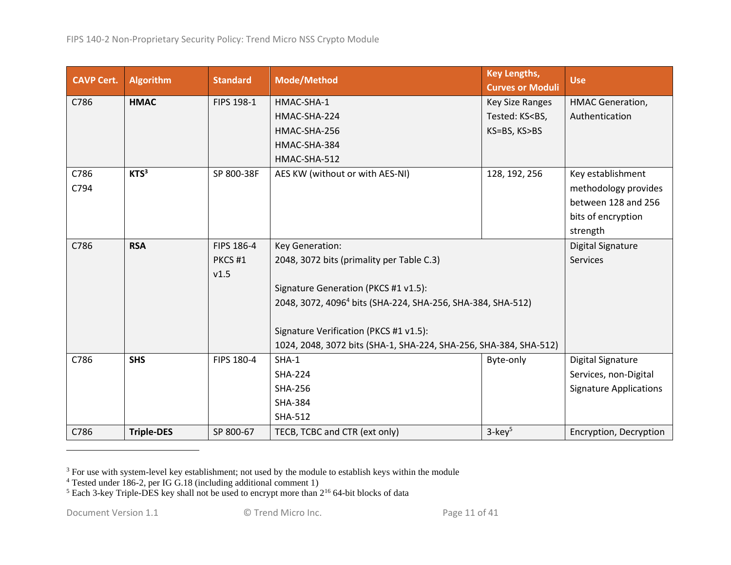| CAVP Cert. | Algorithm | Standard | Mode/Method | Key Lengths, Curves or Moduli | Use |
|---|---|---|---|---|---|
| C786 | **HMAC** | FIPS 198-1 | HMAC-SHA-1<br>HMAC-SHA-224<br>HMAC-SHA-256<br>HMAC-SHA-384<br>HMAC-SHA-512 | Key Size Ranges Tested: KS<BS, KS=BS, KS>BS | HMAC Generation, Authentication |
| C786<br>C794 | **KTS**[3] | SP 800-38F | AES KW (without or with AES-NI) | 128, 192, 256 | Key establishment methodology provides between 128 and 256 bits of encryption strength |
| C786 | **RSA** | FIPS 186-4<br>PKCS #1 v1.5 | Key Generation:<br>2048, 3072 bits (primality per Table C.3)<br><br>Signature Generation (PKCS #1 v1.5):<br>2048, 3072, 4096[4] bits (SHA-224, SHA-256, SHA-384, SHA-512)<br><br>Signature Verification (PKCS #1 v1.5):<br>1024, 2048, 3072 bits (SHA-1, SHA-224, SHA-256, SHA-384, SHA-512) | | Digital Signature Services |
| C786 | **SHS** | FIPS 180-4 | SHA-1<br>SHA-224<br>SHA-256<br>SHA-384<br>SHA-512 | Byte-only | Digital Signature Services, non-Digital Signature Applications |
| C786 | **Triple-DES** | SP 800-67 | TECB, TCBC and CTR (ext only) | 3-key[5] | Encryption, Decryption |

[3] For use with system-level key establishment; not used by the module to establish keys within the module

[4] Tested under 186-2, per IG G.18 (including additional comment 1)

[5] Each 3-key Triple-DES key shall not be used to encrypt more than $2^{16}$ 64-bit blocks of data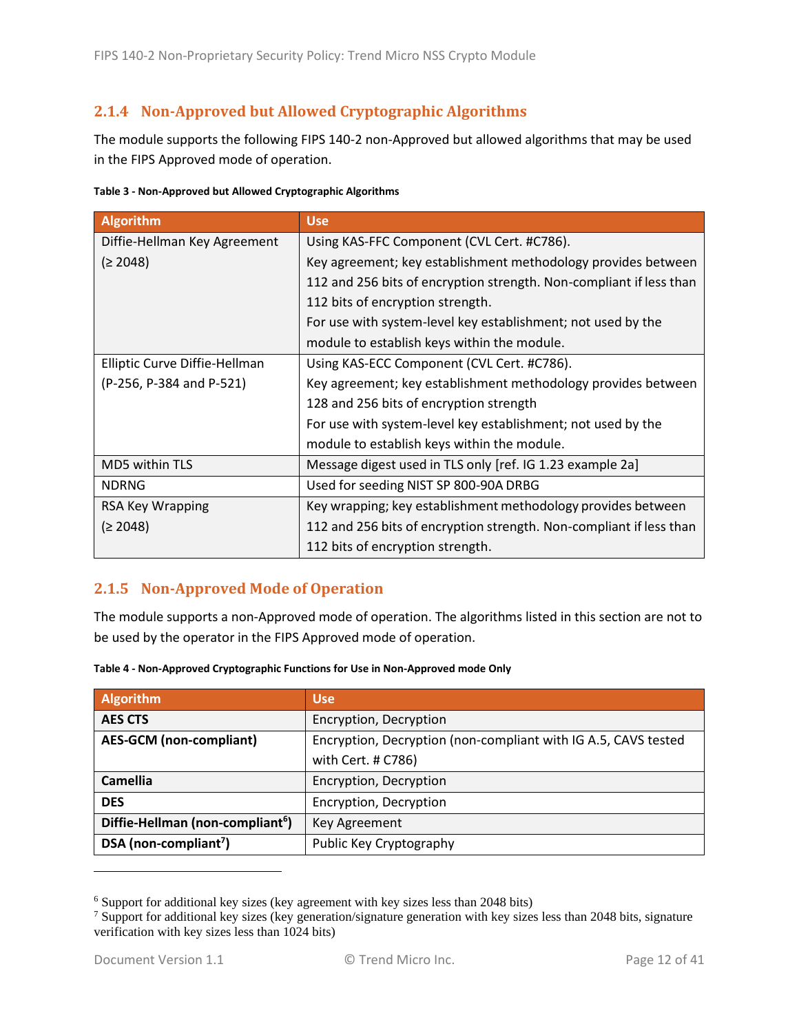### 2.1.4 Non-Approved but Allowed Cryptographic Algorithms

The module supports the following FIPS 140-2 non-Approved but allowed algorithms that may be used in the FIPS Approved mode of operation.

**Table 3 - Non-Approved but Allowed Cryptographic Algorithms**

| Algorithm | Use |
|---|---|
| Diffie-Hellman Key Agreement (≥ 2048) | Using KAS-FFC Component (CVL Cert. #C786). Key agreement; key establishment methodology provides between 112 and 256 bits of encryption strength. Non-compliant if less than 112 bits of encryption strength. For use with system-level key establishment; not used by the module to establish keys within the module. |
| Elliptic Curve Diffie-Hellman (P-256, P-384 and P-521) | Using KAS-ECC Component (CVL Cert. #C786). Key agreement; key establishment methodology provides between 128 and 256 bits of encryption strength For use with system-level key establishment; not used by the module to establish keys within the module. |
| MD5 within TLS | Message digest used in TLS only [ref. IG 1.23 example 2a] |
| NDRNG | Used for seeding NIST SP 800-90A DRBG |
| RSA Key Wrapping (≥ 2048) | Key wrapping; key establishment methodology provides between 112 and 256 bits of encryption strength. Non-compliant if less than 112 bits of encryption strength. |

### 2.1.5 Non-Approved Mode of Operation

The module supports a non-Approved mode of operation. The algorithms listed in this section are not to be used by the operator in the FIPS Approved mode of operation.

**Table 4 - Non-Approved Cryptographic Functions for Use in Non-Approved mode Only**

| Algorithm | Use |
|---|---|
| **AES CTS** | Encryption, Decryption |
| **AES-GCM (non-compliant)** | Encryption, Decryption (non-compliant with IG A.5, CAVS tested with Cert. # C786) |
| **Camellia** | Encryption, Decryption |
| **DES** | Encryption, Decryption |
| **Diffie-Hellman (non-compliant[6])** | Key Agreement |
| **DSA (non-compliant[7])** | Public Key Cryptography |

---

[6] Support for additional key sizes (key agreement with key sizes less than 2048 bits)

[7] Support for additional key sizes (key generation/signature generation with key sizes less than 2048 bits, signature verification with key sizes less than 1024 bits)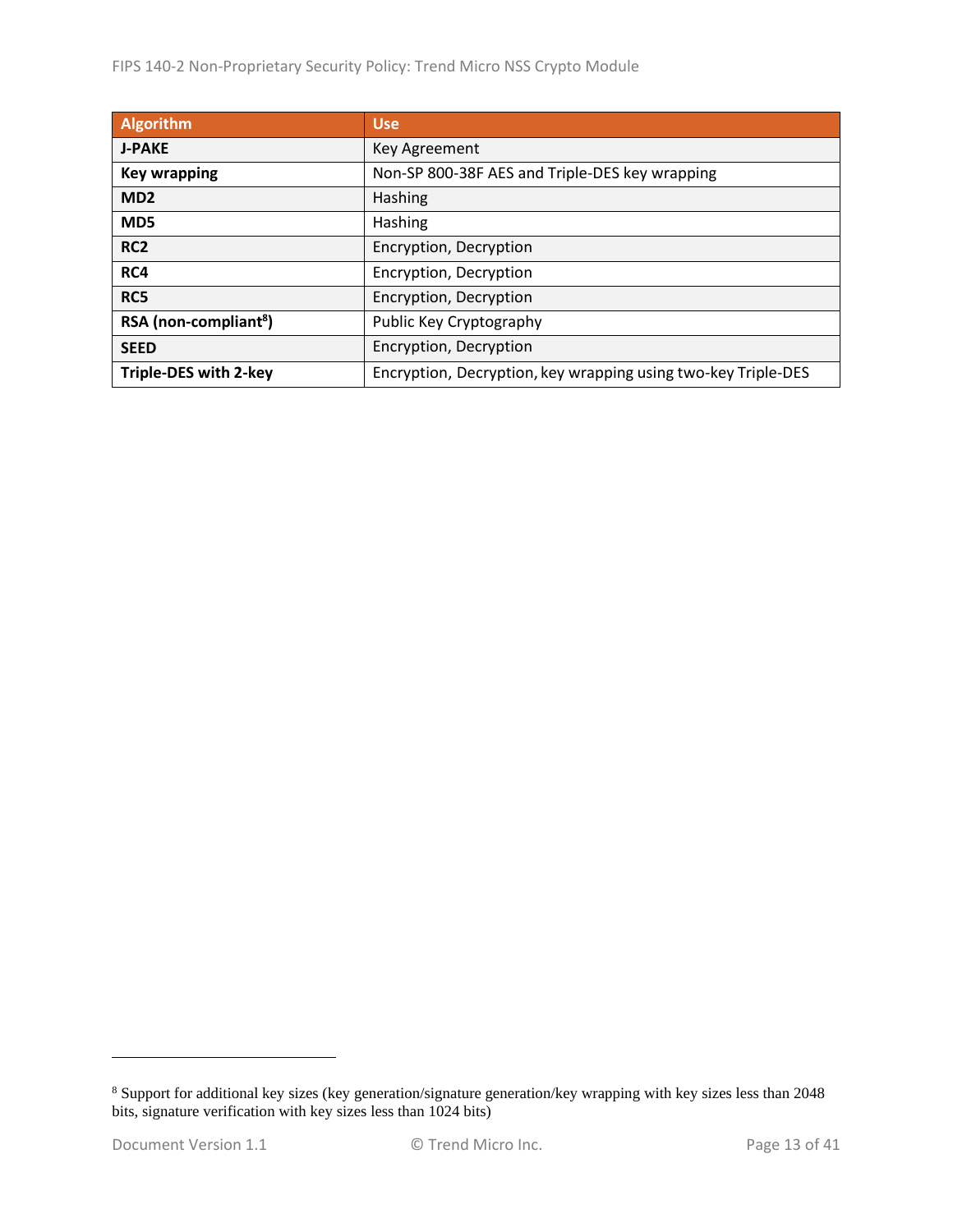| Algorithm | Use |
|---|---|
| **J-PAKE** | Key Agreement |
| **Key wrapping** | Non-SP 800-38F AES and Triple-DES key wrapping |
| **MD2** | Hashing |
| **MD5** | Hashing |
| **RC2** | Encryption, Decryption |
| **RC4** | Encryption, Decryption |
| **RC5** | Encryption, Decryption |
| **RSA (non-compliant[8])** | Public Key Cryptography |
| **SEED** | Encryption, Decryption |
| **Triple-DES with 2-key** | Encryption, Decryption, key wrapping using two-key Triple-DES |

[8] Support for additional key sizes (key generation/signature generation/key wrapping with key sizes less than 2048 bits, signature verification with key sizes less than 1024 bits)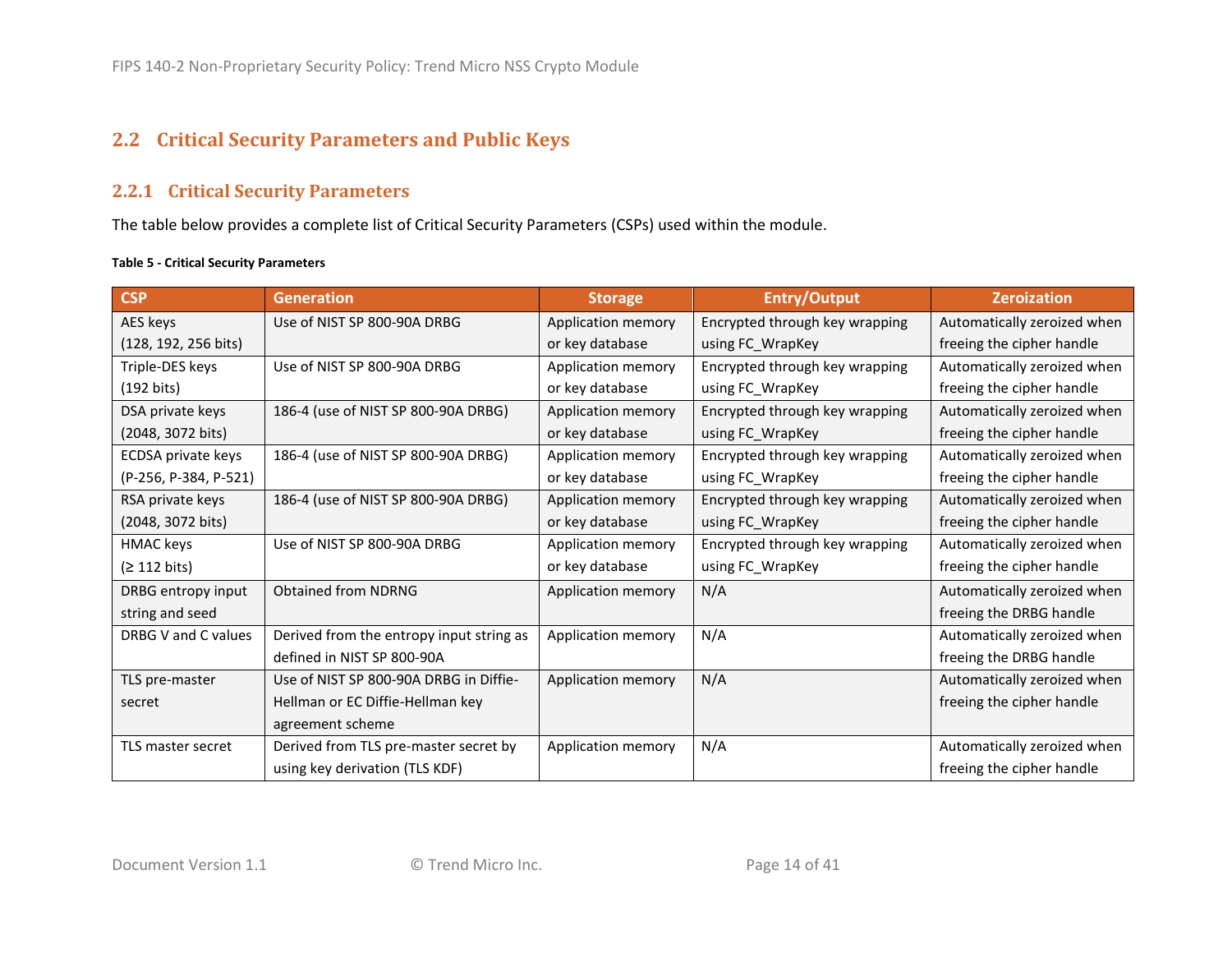## 2.2 Critical Security Parameters and Public Keys

### 2.2.1 Critical Security Parameters

The table below provides a complete list of Critical Security Parameters (CSPs) used within the module.

**Table 5 - Critical Security Parameters**

| CSP | Generation | Storage | Entry/Output | Zeroization |
|---|---|---|---|---|
| AES keys (128, 192, 256 bits) | Use of NIST SP 800-90A DRBG | Application memory or key database | Encrypted through key wrapping using FC_WrapKey | Automatically zeroized when freeing the cipher handle |
| Triple-DES keys (192 bits) | Use of NIST SP 800-90A DRBG | Application memory or key database | Encrypted through key wrapping using FC_WrapKey | Automatically zeroized when freeing the cipher handle |
| DSA private keys (2048, 3072 bits) | 186-4 (use of NIST SP 800-90A DRBG) | Application memory or key database | Encrypted through key wrapping using FC_WrapKey | Automatically zeroized when freeing the cipher handle |
| ECDSA private keys (P-256, P-384, P-521) | 186-4 (use of NIST SP 800-90A DRBG) | Application memory or key database | Encrypted through key wrapping using FC_WrapKey | Automatically zeroized when freeing the cipher handle |
| RSA private keys (2048, 3072 bits) | 186-4 (use of NIST SP 800-90A DRBG) | Application memory or key database | Encrypted through key wrapping using FC_WrapKey | Automatically zeroized when freeing the cipher handle |
| HMAC keys (≥ 112 bits) | Use of NIST SP 800-90A DRBG | Application memory or key database | Encrypted through key wrapping using FC_WrapKey | Automatically zeroized when freeing the cipher handle |
| DRBG entropy input string and seed | Obtained from NDRNG | Application memory | N/A | Automatically zeroized when freeing the DRBG handle |
| DRBG V and C values | Derived from the entropy input string as defined in NIST SP 800-90A | Application memory | N/A | Automatically zeroized when freeing the DRBG handle |
| TLS pre-master secret | Use of NIST SP 800-90A DRBG in Diffie-Hellman or EC Diffie-Hellman key agreement scheme | Application memory | N/A | Automatically zeroized when freeing the cipher handle |
| TLS master secret | Derived from TLS pre-master secret by using key derivation (TLS KDF) | Application memory | N/A | Automatically zeroized when freeing the cipher handle |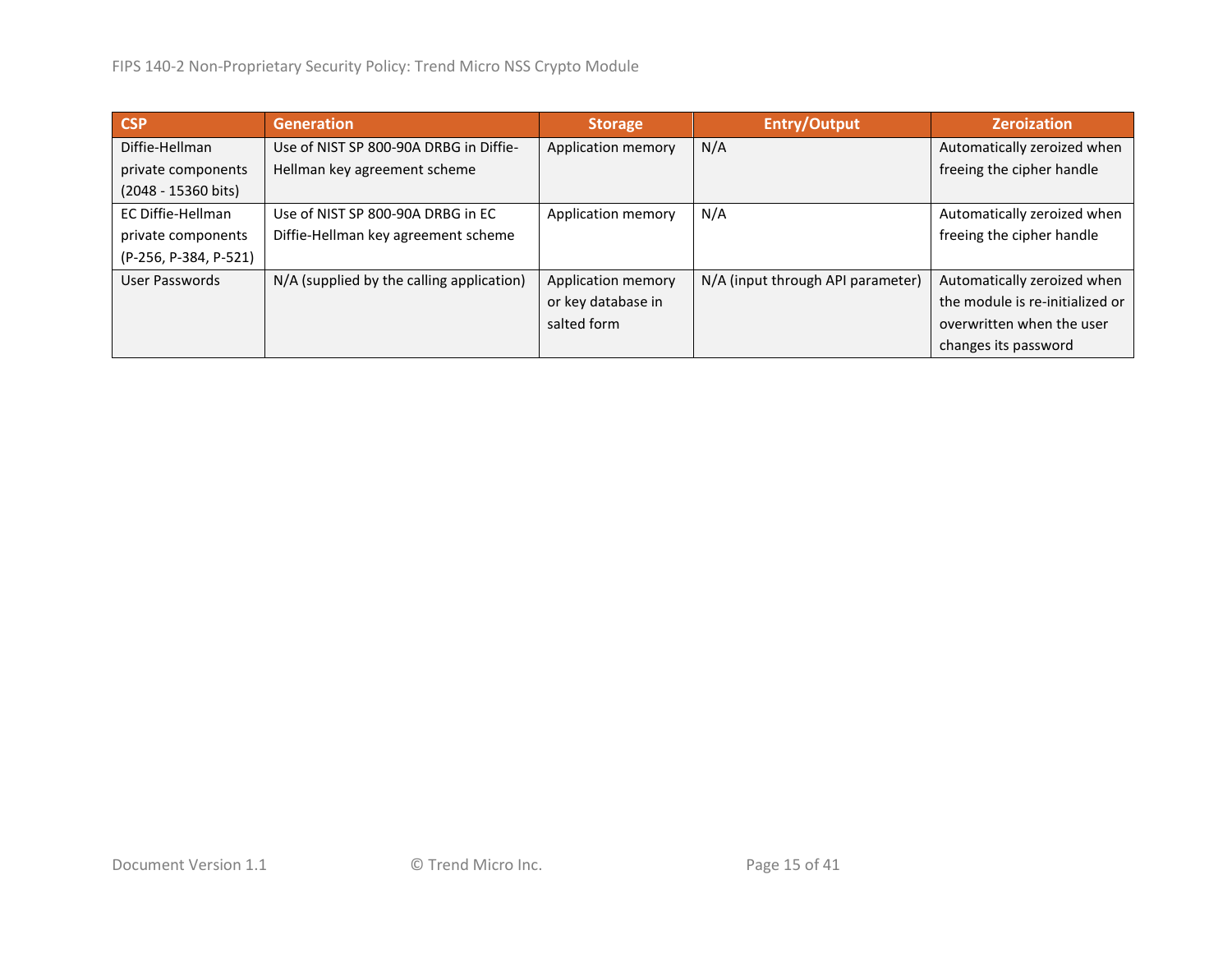| CSP | Generation | Storage | Entry/Output | Zeroization |
|---|---|---|---|---|
| Diffie-Hellman private components (2048 - 15360 bits) | Use of NIST SP 800-90A DRBG in Diffie-Hellman key agreement scheme | Application memory | N/A | Automatically zeroized when freeing the cipher handle |
| EC Diffie-Hellman private components (P-256, P-384, P-521) | Use of NIST SP 800-90A DRBG in EC Diffie-Hellman key agreement scheme | Application memory | N/A | Automatically zeroized when freeing the cipher handle |
| User Passwords | N/A (supplied by the calling application) | Application memory or key database in salted form | N/A (input through API parameter) | Automatically zeroized when the module is re-initialized or overwritten when the user changes its password |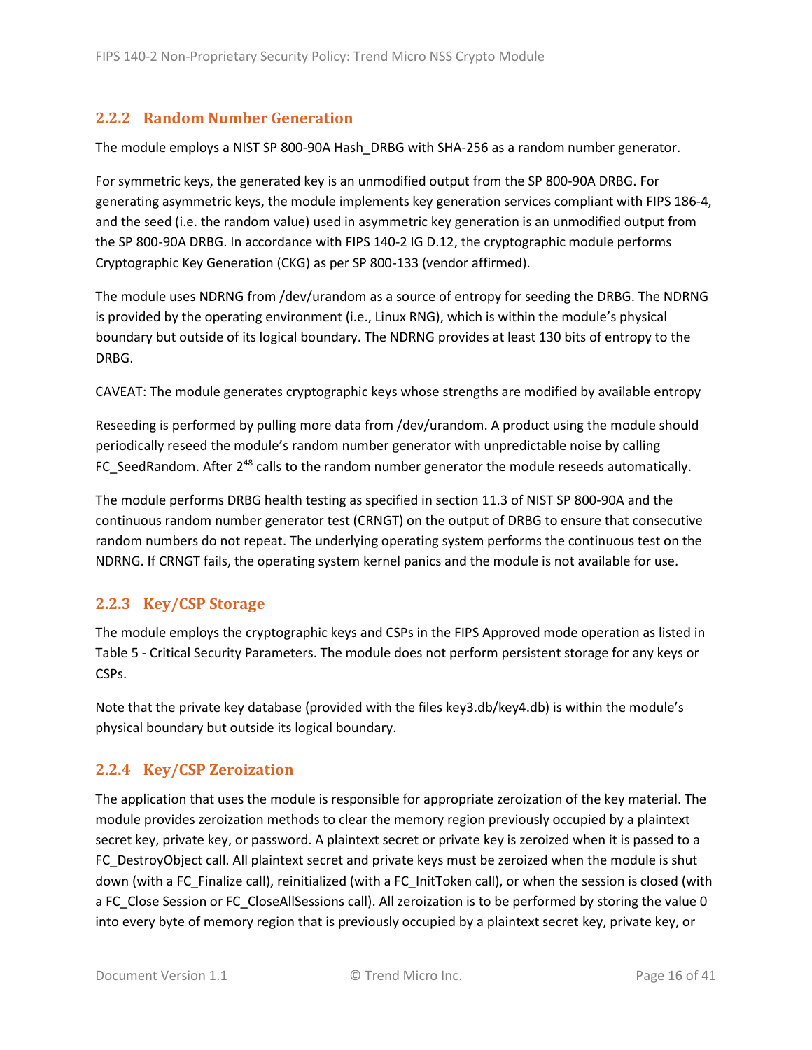### 2.2.2 Random Number Generation

The module employs a NIST SP 800-90A Hash_DRBG with SHA-256 as a random number generator.

For symmetric keys, the generated key is an unmodified output from the SP 800-90A DRBG. For generating asymmetric keys, the module implements key generation services compliant with FIPS 186-4, and the seed (i.e. the random value) used in asymmetric key generation is an unmodified output from the SP 800-90A DRBG. In accordance with FIPS 140-2 IG D.12, the cryptographic module performs Cryptographic Key Generation (CKG) as per SP 800-133 (vendor affirmed).

The module uses NDRNG from /dev/urandom as a source of entropy for seeding the DRBG. The NDRNG is provided by the operating environment (i.e., Linux RNG), which is within the module's physical boundary but outside of its logical boundary. The NDRNG provides at least 130 bits of entropy to the DRBG.

CAVEAT: The module generates cryptographic keys whose strengths are modified by available entropy

Reseeding is performed by pulling more data from /dev/urandom. A product using the module should periodically reseed the module's random number generator with unpredictable noise by calling FC_SeedRandom. After $2^{48}$ calls to the random number generator the module reseeds automatically.

The module performs DRBG health testing as specified in section 11.3 of NIST SP 800-90A and the continuous random number generator test (CRNGT) on the output of DRBG to ensure that consecutive random numbers do not repeat. The underlying operating system performs the continuous test on the NDRNG. If CRNGT fails, the operating system kernel panics and the module is not available for use.

### 2.2.3 Key/CSP Storage

The module employs the cryptographic keys and CSPs in the FIPS Approved mode operation as listed in Table 5 - Critical Security Parameters. The module does not perform persistent storage for any keys or CSPs.

Note that the private key database (provided with the files key3.db/key4.db) is within the module's physical boundary but outside its logical boundary.

### 2.2.4 Key/CSP Zeroization

The application that uses the module is responsible for appropriate zeroization of the key material. The module provides zeroization methods to clear the memory region previously occupied by a plaintext secret key, private key, or password. A plaintext secret or private key is zeroized when it is passed to a FC_DestroyObject call. All plaintext secret and private keys must be zeroized when the module is shut down (with a FC_Finalize call), reinitialized (with a FC_InitToken call), or when the session is closed (with a FC_Close Session or FC_CloseAllSessions call). All zeroization is to be performed by storing the value 0 into every byte of memory region that is previously occupied by a plaintext secret key, private key, or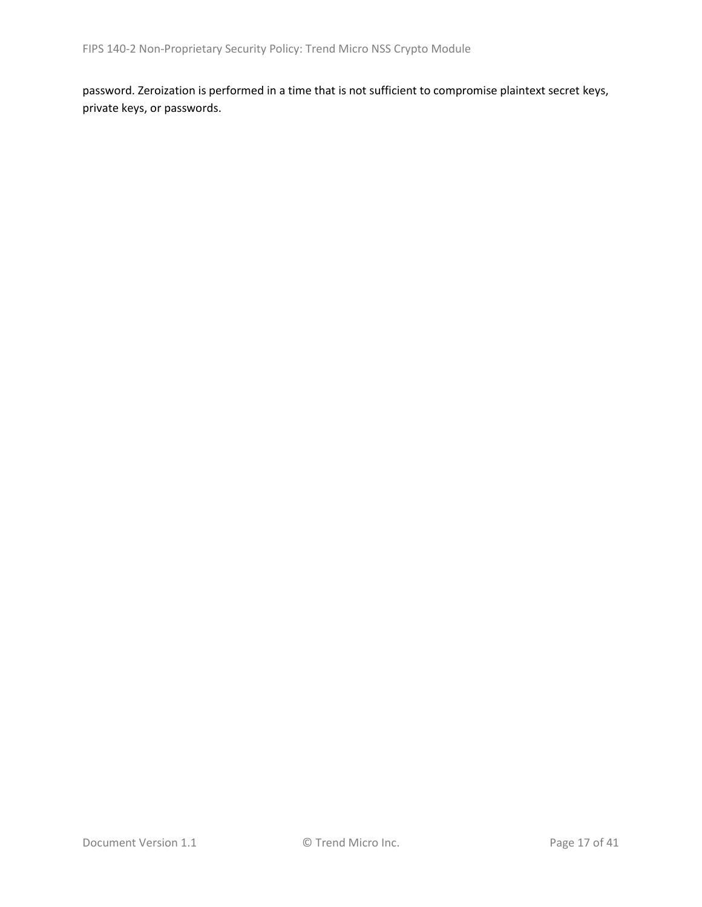password. Zeroization is performed in a time that is not sufficient to compromise plaintext secret keys, private keys, or passwords.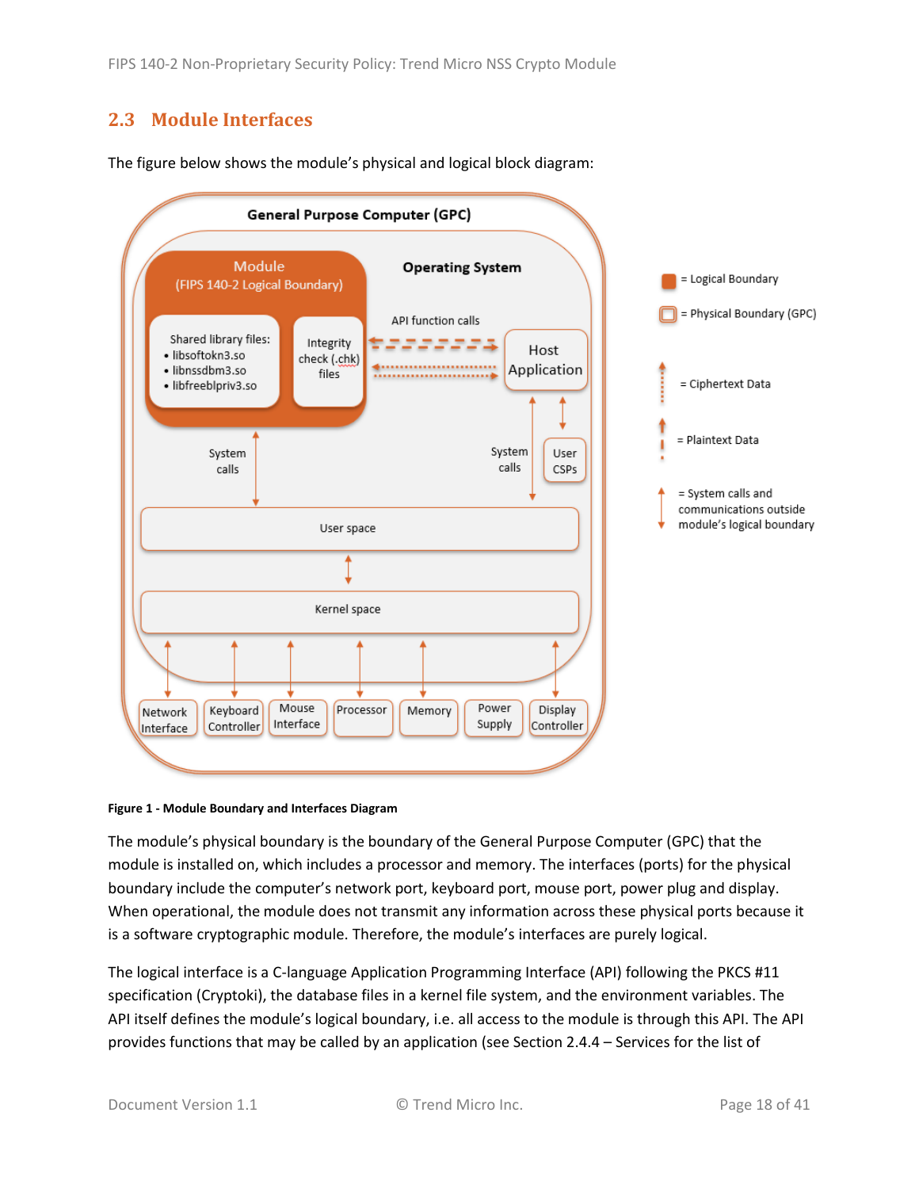## 2.3 Module Interfaces

The figure below shows the module's physical and logical block diagram:

**Figure 1 - Module Boundary and Interfaces Diagram**

The module's physical boundary is the boundary of the General Purpose Computer (GPC) that the module is installed on, which includes a processor and memory. The interfaces (ports) for the physical boundary include the computer's network port, keyboard port, mouse port, power plug and display. When operational, the module does not transmit any information across these physical ports because it is a software cryptographic module. Therefore, the module's interfaces are purely logical.

The logical interface is a C-language Application Programming Interface (API) following the PKCS #11 specification (Cryptoki), the database files in a kernel file system, and the environment variables. The API itself defines the module's logical boundary, i.e. all access to the module is through this API. The API provides functions that may be called by an application (see Section 2.4.4 – Services for the list of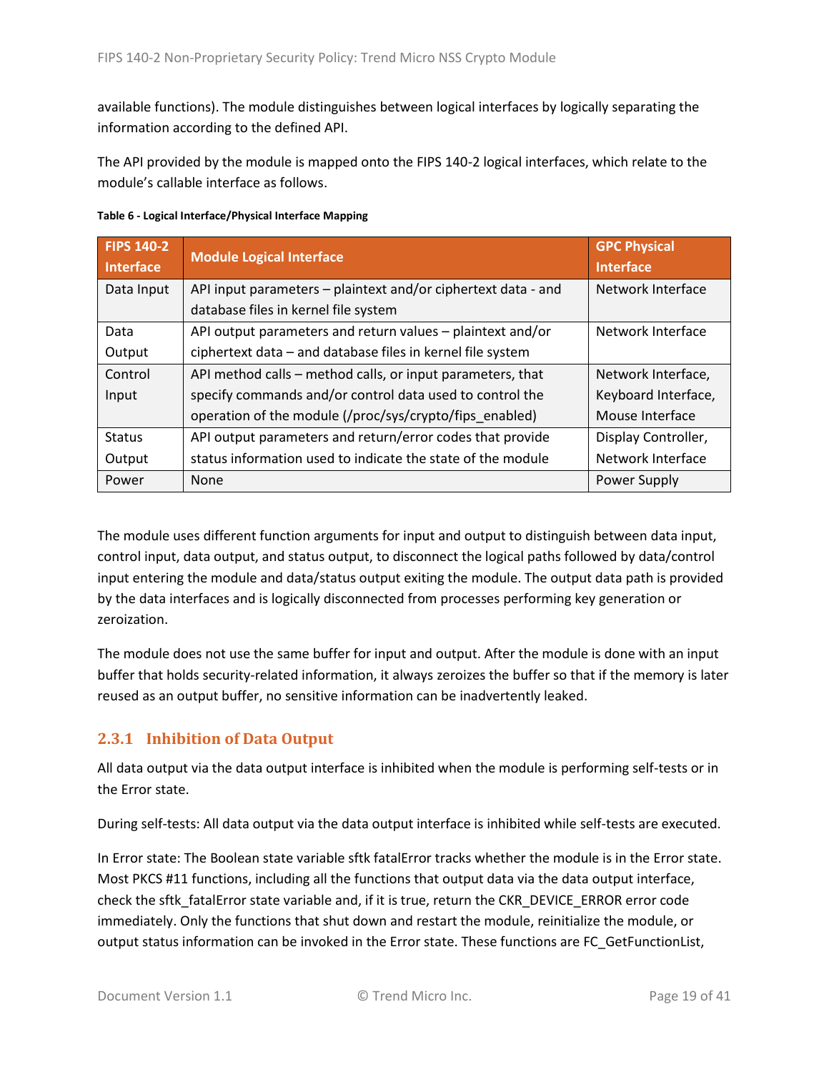available functions). The module distinguishes between logical interfaces by logically separating the information according to the defined API.

The API provided by the module is mapped onto the FIPS 140-2 logical interfaces, which relate to the module's callable interface as follows.

**Table 6 - Logical Interface/Physical Interface Mapping**

| FIPS 140-2 Interface | Module Logical Interface | GPC Physical Interface |
|---|---|---|
| Data Input | API input parameters – plaintext and/or ciphertext data - and database files in kernel file system | Network Interface |
| Data Output | API output parameters and return values – plaintext and/or ciphertext data – and database files in kernel file system | Network Interface |
| Control Input | API method calls – method calls, or input parameters, that specify commands and/or control data used to control the operation of the module (/proc/sys/crypto/fips_enabled) | Network Interface, Keyboard Interface, Mouse Interface |
| Status Output | API output parameters and return/error codes that provide status information used to indicate the state of the module | Display Controller, Network Interface |
| Power | None | Power Supply |

The module uses different function arguments for input and output to distinguish between data input, control input, data output, and status output, to disconnect the logical paths followed by data/control input entering the module and data/status output exiting the module. The output data path is provided by the data interfaces and is logically disconnected from processes performing key generation or zeroization.

The module does not use the same buffer for input and output. After the module is done with an input buffer that holds security-related information, it always zeroizes the buffer so that if the memory is later reused as an output buffer, no sensitive information can be inadvertently leaked.

### 2.3.1 Inhibition of Data Output

All data output via the data output interface is inhibited when the module is performing self-tests or in the Error state.

During self-tests: All data output via the data output interface is inhibited while self-tests are executed.

In Error state: The Boolean state variable sftk fatalError tracks whether the module is in the Error state. Most PKCS #11 functions, including all the functions that output data via the data output interface, check the sftk_fatalError state variable and, if it is true, return the CKR_DEVICE_ERROR error code immediately. Only the functions that shut down and restart the module, reinitialize the module, or output status information can be invoked in the Error state. These functions are FC_GetFunctionList,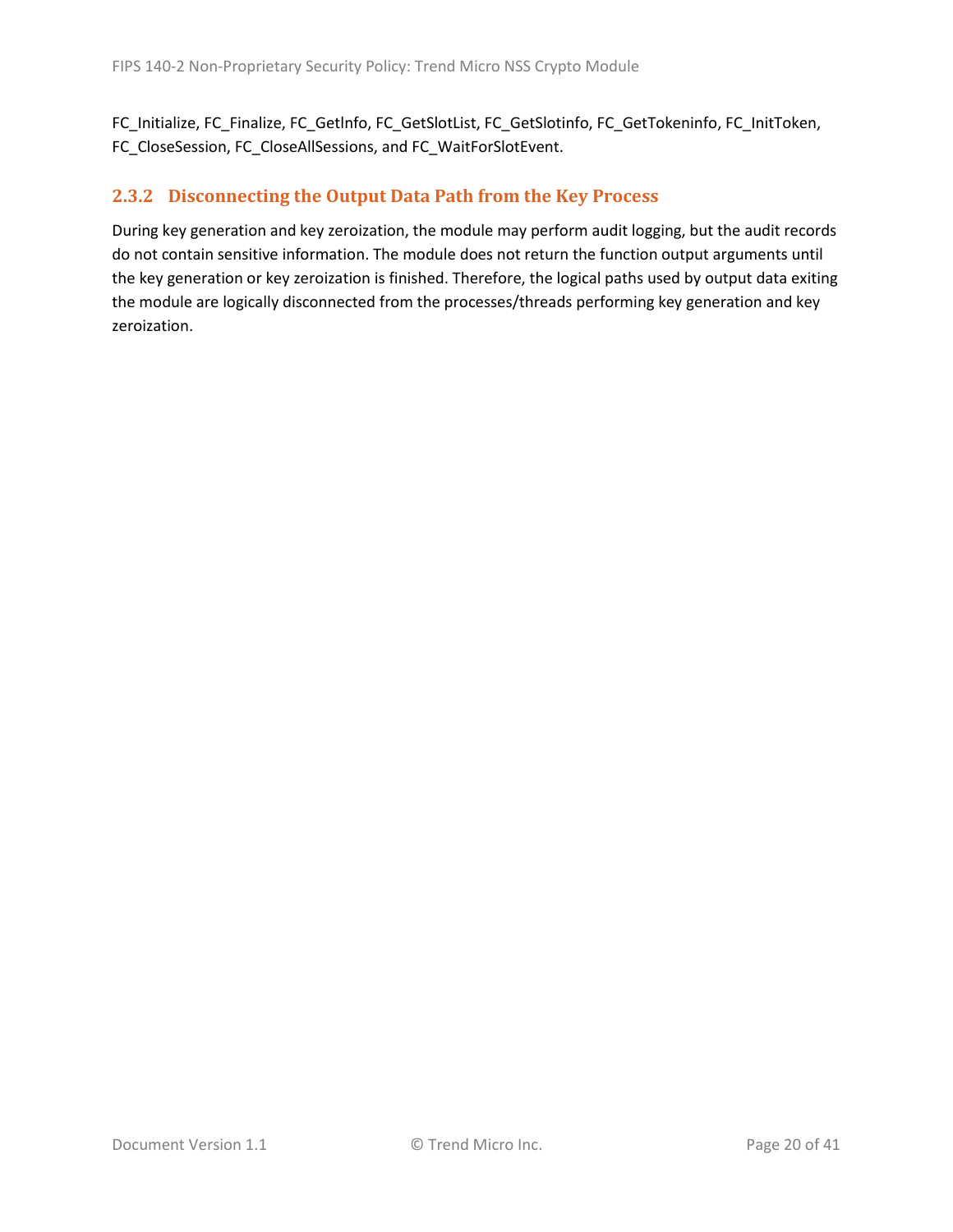FC_Initialize, FC_Finalize, FC_GetInfo, FC_GetSlotList, FC_GetSlotinfo, FC_GetTokeninfo, FC_InitToken, FC_CloseSession, FC_CloseAllSessions, and FC_WaitForSlotEvent.

### 2.3.2 Disconnecting the Output Data Path from the Key Process

During key generation and key zeroization, the module may perform audit logging, but the audit records do not contain sensitive information. The module does not return the function output arguments until the key generation or key zeroization is finished. Therefore, the logical paths used by output data exiting the module are logically disconnected from the processes/threads performing key generation and key zeroization.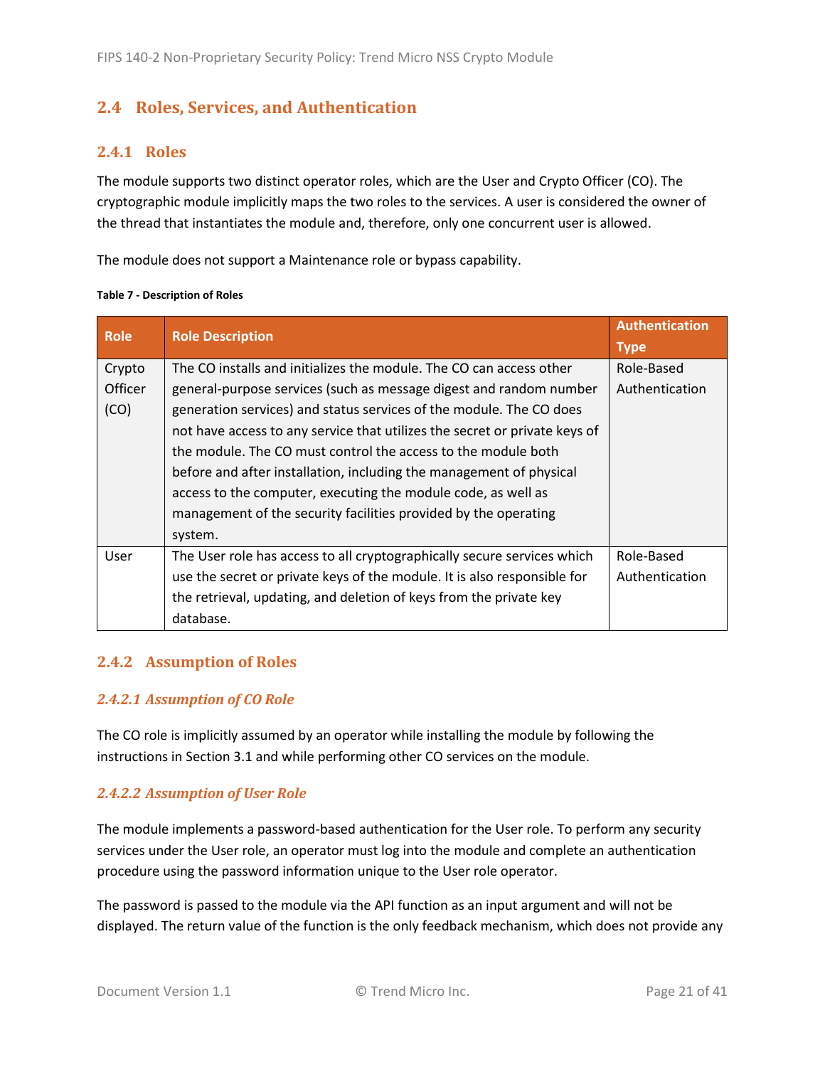## 2.4 Roles, Services, and Authentication

### 2.4.1 Roles

The module supports two distinct operator roles, which are the User and Crypto Officer (CO). The cryptographic module implicitly maps the two roles to the services. A user is considered the owner of the thread that instantiates the module and, therefore, only one concurrent user is allowed.

The module does not support a Maintenance role or bypass capability.

**Table 7 - Description of Roles**

| Role | Role Description | Authentication Type |
|---|---|---|
| Crypto Officer (CO) | The CO installs and initializes the module. The CO can access other general-purpose services (such as message digest and random number generation services) and status services of the module. The CO does not have access to any service that utilizes the secret or private keys of the module. The CO must control the access to the module both before and after installation, including the management of physical access to the computer, executing the module code, as well as management of the security facilities provided by the operating system. | Role-Based Authentication |
| User | The User role has access to all cryptographically secure services which use the secret or private keys of the module. It is also responsible for the retrieval, updating, and deletion of keys from the private key database. | Role-Based Authentication |

### 2.4.2 Assumption of Roles

#### *2.4.2.1 Assumption of CO Role*

The CO role is implicitly assumed by an operator while installing the module by following the instructions in Section 3.1 and while performing other CO services on the module.

#### *2.4.2.2 Assumption of User Role*

The module implements a password-based authentication for the User role. To perform any security services under the User role, an operator must log into the module and complete an authentication procedure using the password information unique to the User role operator.

The password is passed to the module via the API function as an input argument and will not be displayed. The return value of the function is the only feedback mechanism, which does not provide any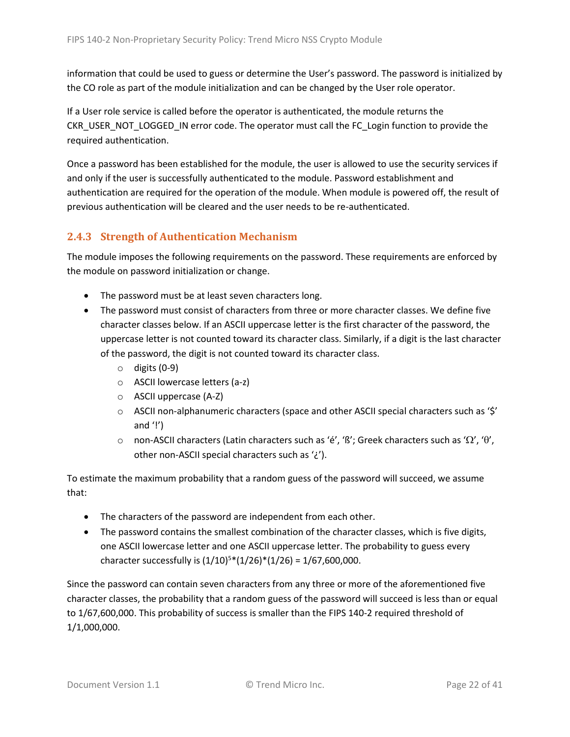information that could be used to guess or determine the User's password. The password is initialized by the CO role as part of the module initialization and can be changed by the User role operator.

If a User role service is called before the operator is authenticated, the module returns the CKR_USER_NOT_LOGGED_IN error code. The operator must call the FC_Login function to provide the required authentication.

Once a password has been established for the module, the user is allowed to use the security services if and only if the user is successfully authenticated to the module. Password establishment and authentication are required for the operation of the module. When module is powered off, the result of previous authentication will be cleared and the user needs to be re-authenticated.

### 2.4.3 Strength of Authentication Mechanism

The module imposes the following requirements on the password. These requirements are enforced by the module on password initialization or change.

- The password must be at least seven characters long.
- The password must consist of characters from three or more character classes. We define five character classes below. If an ASCII uppercase letter is the first character of the password, the uppercase letter is not counted toward its character class. Similarly, if a digit is the last character of the password, the digit is not counted toward its character class.
    - digits (0-9)
    - ASCII lowercase letters (a-z)
    - ASCII uppercase (A-Z)
    - ASCII non-alphanumeric characters (space and other ASCII special characters such as '$' and '!')
    - non-ASCII characters (Latin characters such as 'é', 'ß'; Greek characters such as 'Ω', 'θ', other non-ASCII special characters such as '¿').

To estimate the maximum probability that a random guess of the password will succeed, we assume that:

- The characters of the password are independent from each other.
- The password contains the smallest combination of the character classes, which is five digits, one ASCII lowercase letter and one ASCII uppercase letter. The probability to guess every character successfully is $(1/10)^5*(1/26)*(1/26) = 1/67,600,000$.

Since the password can contain seven characters from any three or more of the aforementioned five character classes, the probability that a random guess of the password will succeed is less than or equal to 1/67,600,000. This probability of success is smaller than the FIPS 140-2 required threshold of 1/1,000,000.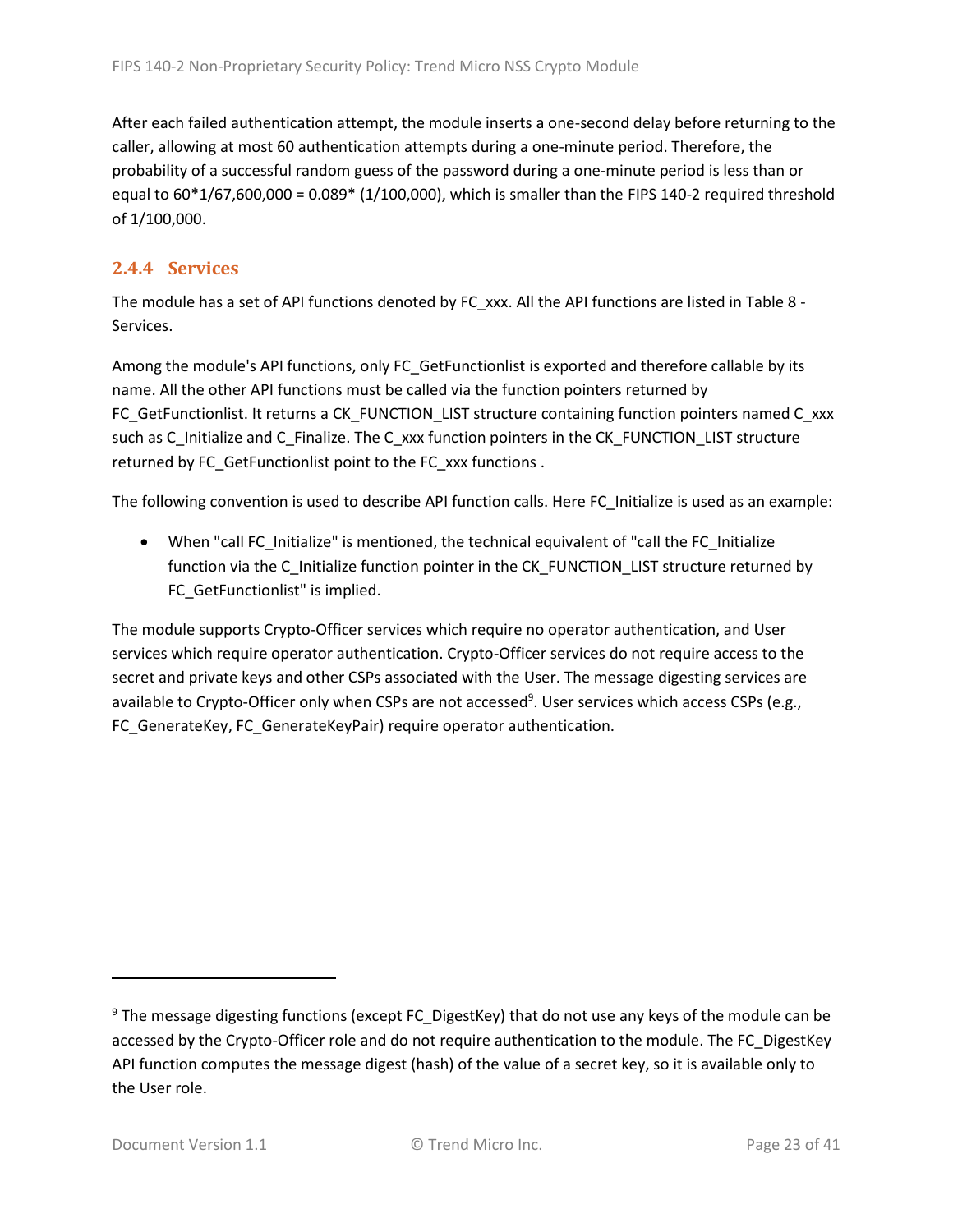After each failed authentication attempt, the module inserts a one-second delay before returning to the caller, allowing at most 60 authentication attempts during a one-minute period. Therefore, the probability of a successful random guess of the password during a one-minute period is less than or equal to $60*1/67{,}600{,}000 = 0.089*(1/100{,}000)$, which is smaller than the FIPS 140-2 required threshold of 1/100,000.

### 2.4.4 Services

The module has a set of API functions denoted by FC_xxx. All the API functions are listed in Table 8 - Services.

Among the module's API functions, only FC_GetFunctionlist is exported and therefore callable by its name. All the other API functions must be called via the function pointers returned by FC_GetFunctionlist. It returns a CK_FUNCTION_LIST structure containing function pointers named C_xxx such as C_Initialize and C_Finalize. The C_xxx function pointers in the CK_FUNCTION_LIST structure returned by FC_GetFunctionlist point to the FC_xxx functions .

The following convention is used to describe API function calls. Here FC_Initialize is used as an example:

- When "call FC_Initialize" is mentioned, the technical equivalent of "call the FC_Initialize function via the C_Initialize function pointer in the CK_FUNCTION_LIST structure returned by FC_GetFunctionlist" is implied.

The module supports Crypto-Officer services which require no operator authentication, and User services which require operator authentication. Crypto-Officer services do not require access to the secret and private keys and other CSPs associated with the User. The message digesting services are available to Crypto-Officer only when CSPs are not accessed[9]. User services which access CSPs (e.g., FC_GenerateKey, FC_GenerateKeyPair) require operator authentication.

---

[9] The message digesting functions (except FC_DigestKey) that do not use any keys of the module can be accessed by the Crypto-Officer role and do not require authentication to the module. The FC_DigestKey API function computes the message digest (hash) of the value of a secret key, so it is available only to the User role.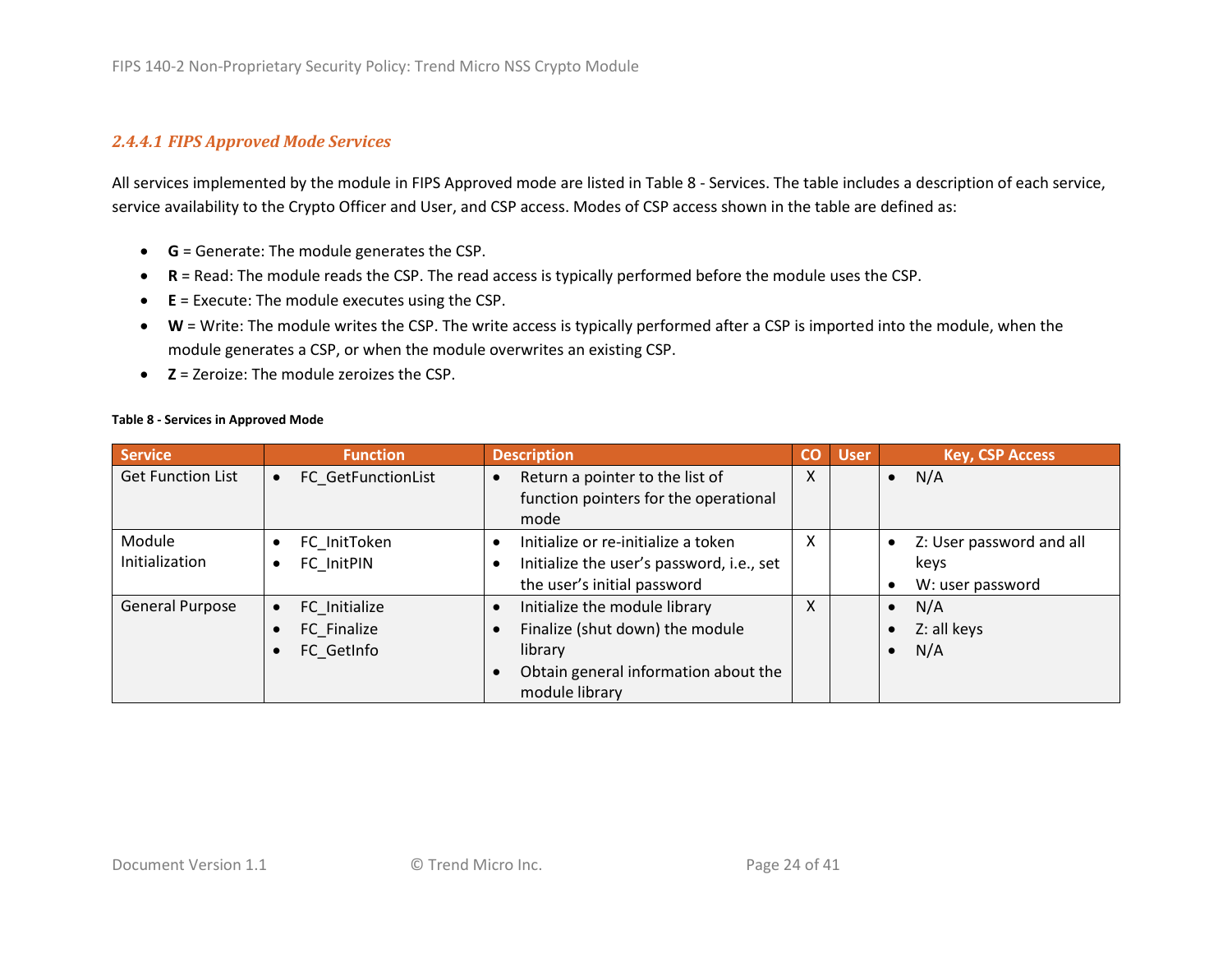#### 2.4.4.1 FIPS Approved Mode Services

All services implemented by the module in FIPS Approved mode are listed in Table 8 - Services. The table includes a description of each service, service availability to the Crypto Officer and User, and CSP access. Modes of CSP access shown in the table are defined as:

- **G** = Generate: The module generates the CSP.
- **R** = Read: The module reads the CSP. The read access is typically performed before the module uses the CSP.
- **E** = Execute: The module executes using the CSP.
- **W** = Write: The module writes the CSP. The write access is typically performed after a CSP is imported into the module, when the module generates a CSP, or when the module overwrites an existing CSP.
- **Z** = Zeroize: The module zeroizes the CSP.

**Table 8 - Services in Approved Mode**

| Service | Function | Description | CO | User | Key, CSP Access |
|---|---|---|---|---|---|
| Get Function List | • FC_GetFunctionList | • Return a pointer to the list of function pointers for the operational mode | X | | • N/A |
| Module Initialization | • FC_InitToken<br>• FC_InitPIN | • Initialize or re-initialize a token<br>• Initialize the user's password, i.e., set the user's initial password | X | | • Z: User password and all keys<br>• W: user password |
| General Purpose | • FC_Initialize<br>• FC_Finalize<br>• FC_GetInfo | • Initialize the module library<br>• Finalize (shut down) the module library<br>• Obtain general information about the module library | X | | • N/A<br>• Z: all keys<br>• N/A |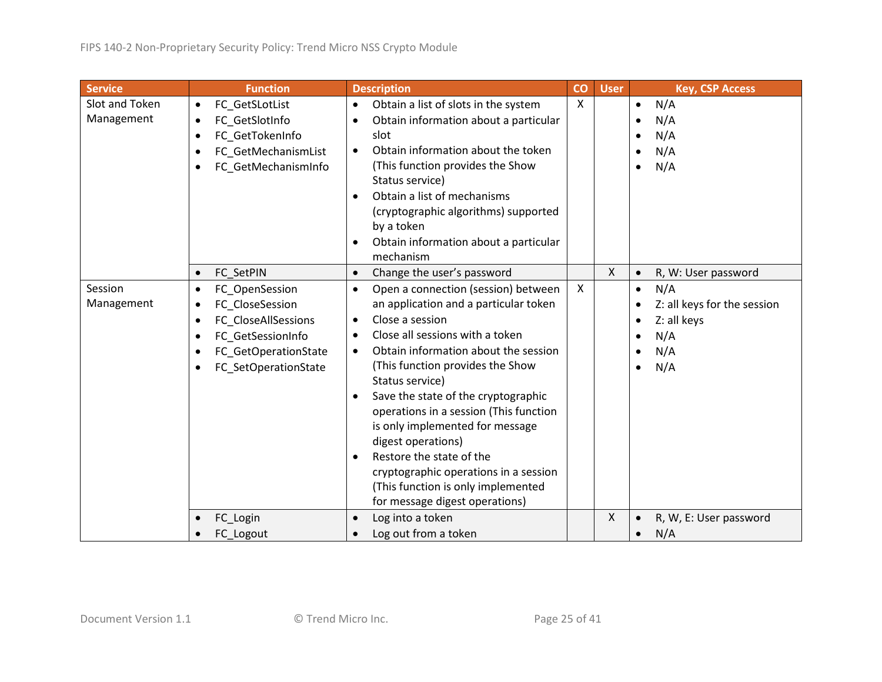| Service | Function | Description | CO | User | Key, CSP Access |
|---|---|---|---|---|---|
| Slot and Token Management | • FC_GetSLotList<br>• FC_GetSlotInfo<br>• FC_GetTokenInfo<br>• FC_GetMechanismList<br>• FC_GetMechanismInfo | • Obtain a list of slots in the system<br>• Obtain information about a particular slot<br>• Obtain information about the token (This function provides the Show Status service)<br>• Obtain a list of mechanisms (cryptographic algorithms) supported by a token<br>• Obtain information about a particular mechanism | X | | • N/A<br>• N/A<br>• N/A<br>• N/A<br>• N/A |
| | • FC_SetPIN | • Change the user's password | | X | • R, W: User password |
| Session Management | • FC_OpenSession<br>• FC_CloseSession<br>• FC_CloseAllSessions<br>• FC_GetSessionInfo<br>• FC_GetOperationState<br>• FC_SetOperationState | • Open a connection (session) between an application and a particular token<br>• Close a session<br>• Close all sessions with a token<br>• Obtain information about the session (This function provides the Show Status service)<br>• Save the state of the cryptographic operations in a session (This function is only implemented for message digest operations)<br>• Restore the state of the cryptographic operations in a session (This function is only implemented for message digest operations) | X | | • N/A<br>• Z: all keys for the session<br>• Z: all keys<br>• N/A<br>• N/A<br>• N/A |
| | • FC_Login<br>• FC_Logout | • Log into a token<br>• Log out from a token | | X | • R, W, E: User password<br>• N/A |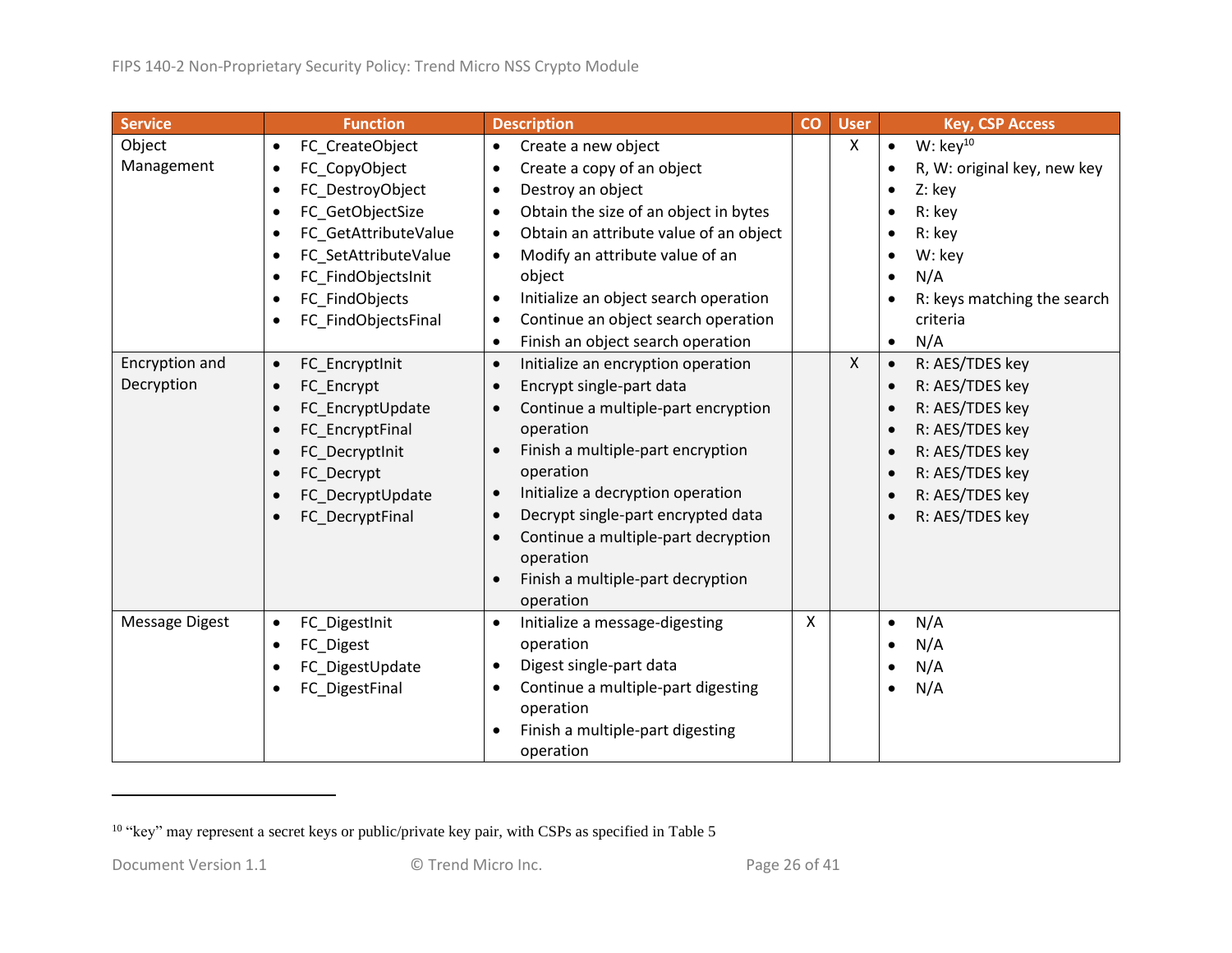| Service | Function | Description | CO | User | Key, CSP Access |
|---|---|---|---|---|---|
| Object Management | • FC_CreateObject<br>• FC_CopyObject<br>• FC_DestroyObject<br>• FC_GetObjectSize<br>• FC_GetAttributeValue<br>• FC_SetAttributeValue<br>• FC_FindObjectsInit<br>• FC_FindObjects<br>• FC_FindObjectsFinal | • Create a new object<br>• Create a copy of an object<br>• Destroy an object<br>• Obtain the size of an object in bytes<br>• Obtain an attribute value of an object<br>• Modify an attribute value of an object<br>• Initialize an object search operation<br>• Continue an object search operation<br>• Finish an object search operation | | X | • W: key[10]<br>• R, W: original key, new key<br>• Z: key<br>• R: key<br>• R: key<br>• W: key<br>• N/A<br>• R: keys matching the search criteria<br>• N/A |
| Encryption and Decryption | • FC_EncryptInit<br>• FC_Encrypt<br>• FC_EncryptUpdate<br>• FC_EncryptFinal<br>• FC_DecryptInit<br>• FC_Decrypt<br>• FC_DecryptUpdate<br>• FC_DecryptFinal | • Initialize an encryption operation<br>• Encrypt single-part data<br>• Continue a multiple-part encryption operation<br>• Finish a multiple-part encryption operation<br>• Initialize a decryption operation<br>• Decrypt single-part encrypted data<br>• Continue a multiple-part decryption operation<br>• Finish a multiple-part decryption operation | | X | • R: AES/TDES key<br>• R: AES/TDES key<br>• R: AES/TDES key<br>• R: AES/TDES key<br>• R: AES/TDES key<br>• R: AES/TDES key<br>• R: AES/TDES key<br>• R: AES/TDES key |
| Message Digest | • FC_DigestInit<br>• FC_Digest<br>• FC_DigestUpdate<br>• FC_DigestFinal | • Initialize a message-digesting operation<br>• Digest single-part data<br>• Continue a multiple-part digesting operation<br>• Finish a multiple-part digesting operation | X | | • N/A<br>• N/A<br>• N/A<br>• N/A |

[10] "key" may represent a secret keys or public/private key pair, with CSPs as specified in Table 5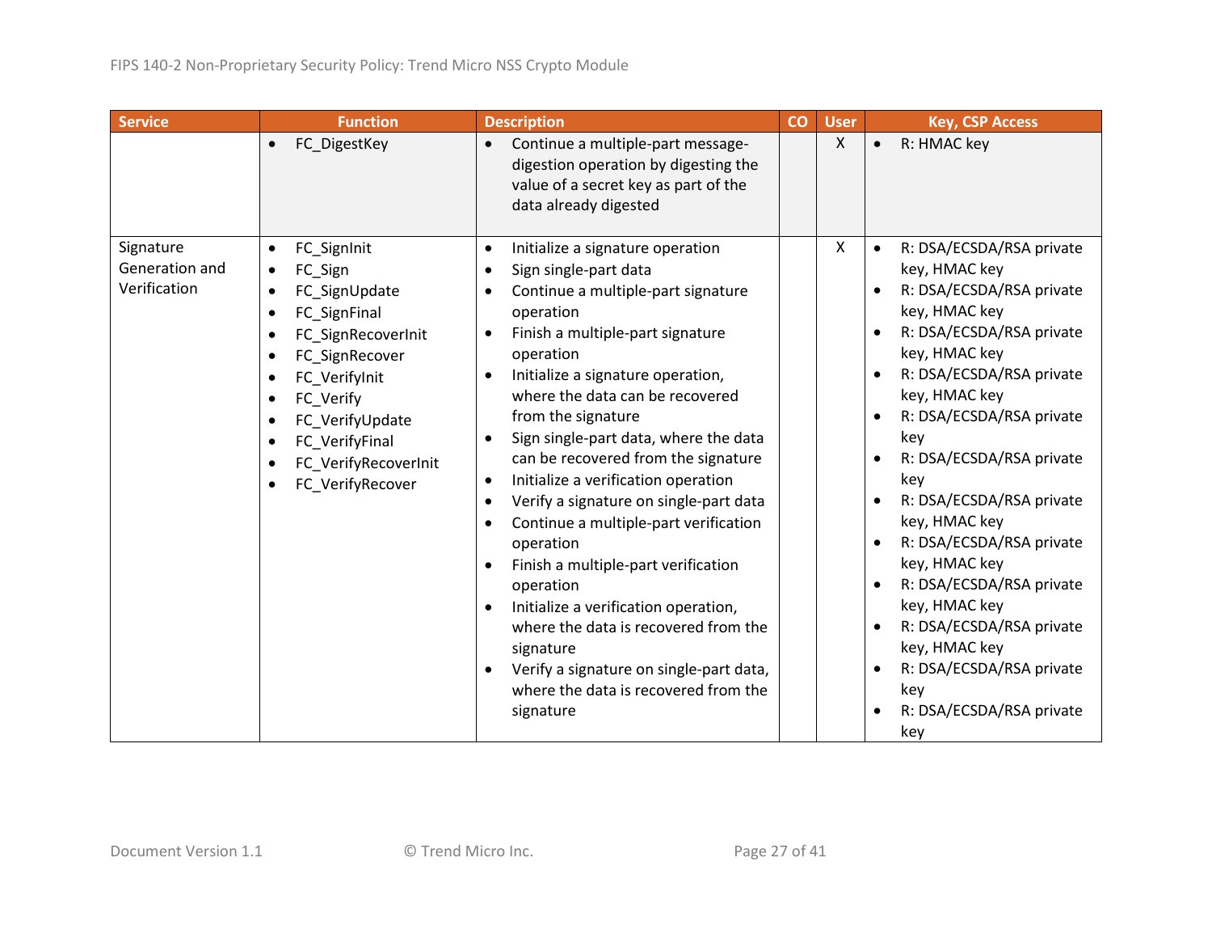| Service | Function | Description | CO | User | Key, CSP Access |
|---|---|---|---|---|---|
| | • FC_DigestKey | • Continue a multiple-part message-digestion operation by digesting the value of a secret key as part of the data already digested | | X | • R: HMAC key |
| Signature Generation and Verification | • FC_SignInit<br>• FC_Sign<br>• FC_SignUpdate<br>• FC_SignFinal<br>• FC_SignRecoverInit<br>• FC_SignRecover<br>• FC_VerifyInit<br>• FC_Verify<br>• FC_VerifyUpdate<br>• FC_VerifyFinal<br>• FC_VerifyRecoverInit<br>• FC_VerifyRecover | • Initialize a signature operation<br>• Sign single-part data<br>• Continue a multiple-part signature operation<br>• Finish a multiple-part signature operation<br>• Initialize a signature operation, where the data can be recovered from the signature<br>• Sign single-part data, where the data can be recovered from the signature<br>• Initialize a verification operation<br>• Verify a signature on single-part data<br>• Continue a multiple-part verification operation<br>• Finish a multiple-part verification operation<br>• Initialize a verification operation, where the data is recovered from the signature<br>• Verify a signature on single-part data, where the data is recovered from the signature | | X | • R: DSA/ECSDA/RSA private key, HMAC key<br>• R: DSA/ECSDA/RSA private key, HMAC key<br>• R: DSA/ECSDA/RSA private key, HMAC key<br>• R: DSA/ECSDA/RSA private key, HMAC key<br>• R: DSA/ECSDA/RSA private key<br>• R: DSA/ECSDA/RSA private key<br>• R: DSA/ECSDA/RSA private key, HMAC key<br>• R: DSA/ECSDA/RSA private key, HMAC key<br>• R: DSA/ECSDA/RSA private key, HMAC key<br>• R: DSA/ECSDA/RSA private key, HMAC key<br>• R: DSA/ECSDA/RSA private key<br>• R: DSA/ECSDA/RSA private key |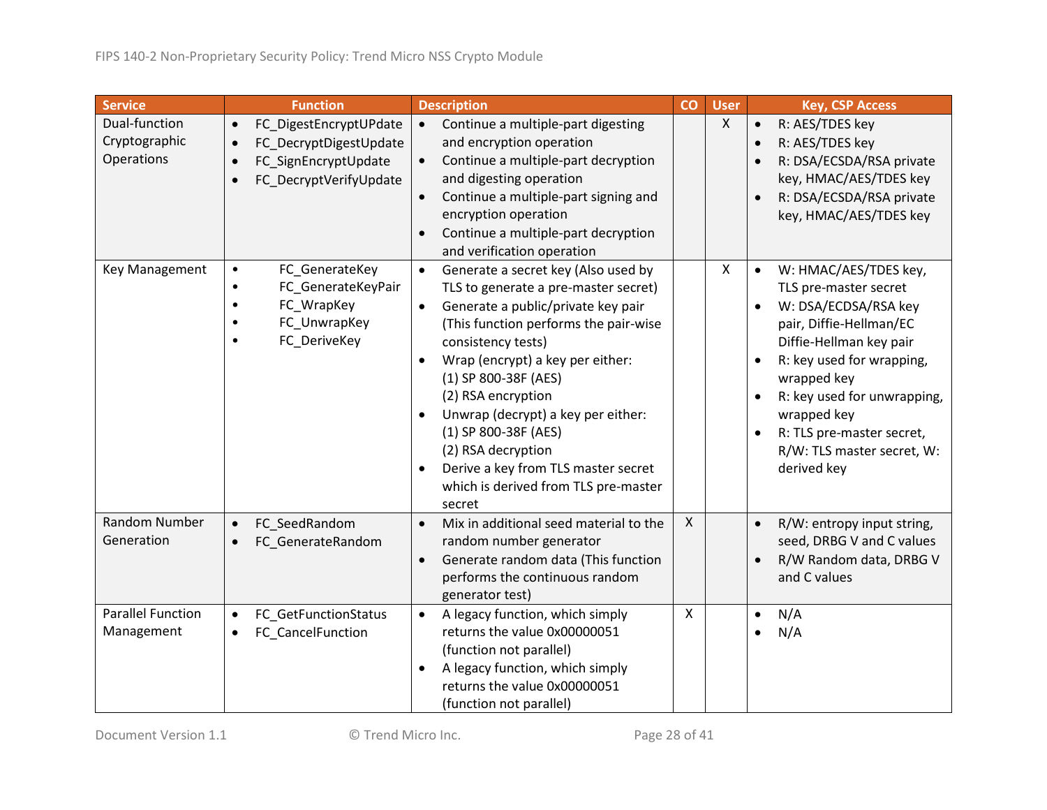| Service | Function | Description | CO | User | Key, CSP Access |
|---|---|---|---|---|---|
| Dual-function Cryptographic Operations | • FC_DigestEncryptUPdate<br>• FC_DecryptDigestUpdate<br>• FC_SignEncryptUpdate<br>• FC_DecryptVerifyUpdate | • Continue a multiple-part digesting and encryption operation<br>• Continue a multiple-part decryption and digesting operation<br>• Continue a multiple-part signing and encryption operation<br>• Continue a multiple-part decryption and verification operation | | X | • R: AES/TDES key<br>• R: AES/TDES key<br>• R: DSA/ECSDA/RSA private key, HMAC/AES/TDES key<br>• R: DSA/ECSDA/RSA private key, HMAC/AES/TDES key |
| Key Management | • FC_GenerateKey<br>• FC_GenerateKeyPair<br>• FC_WrapKey<br>• FC_UnwrapKey<br>• FC_DeriveKey | • Generate a secret key (Also used by TLS to generate a pre-master secret)<br>• Generate a public/private key pair (This function performs the pair-wise consistency tests)<br>• Wrap (encrypt) a key per either:<br>(1) SP 800-38F (AES)<br>(2) RSA encryption<br>• Unwrap (decrypt) a key per either:<br>(1) SP 800-38F (AES)<br>(2) RSA decryption<br>• Derive a key from TLS master secret which is derived from TLS pre-master secret | | X | • W: HMAC/AES/TDES key, TLS pre-master secret<br>• W: DSA/ECDSA/RSA key pair, Diffie-Hellman/EC Diffie-Hellman key pair<br>• R: key used for wrapping, wrapped key<br>• R: key used for unwrapping, wrapped key<br>• R: TLS pre-master secret, R/W: TLS master secret, W: derived key |
| Random Number Generation | • FC_SeedRandom<br>• FC_GenerateRandom | • Mix in additional seed material to the random number generator<br>• Generate random data (This function performs the continuous random generator test) | X | | • R/W: entropy input string, seed, DRBG V and C values<br>• R/W Random data, DRBG V and C values |
| Parallel Function Management | • FC_GetFunctionStatus<br>• FC_CancelFunction | • A legacy function, which simply returns the value 0x00000051 (function not parallel)<br>• A legacy function, which simply returns the value 0x00000051 (function not parallel) | X | | • N/A<br>• N/A |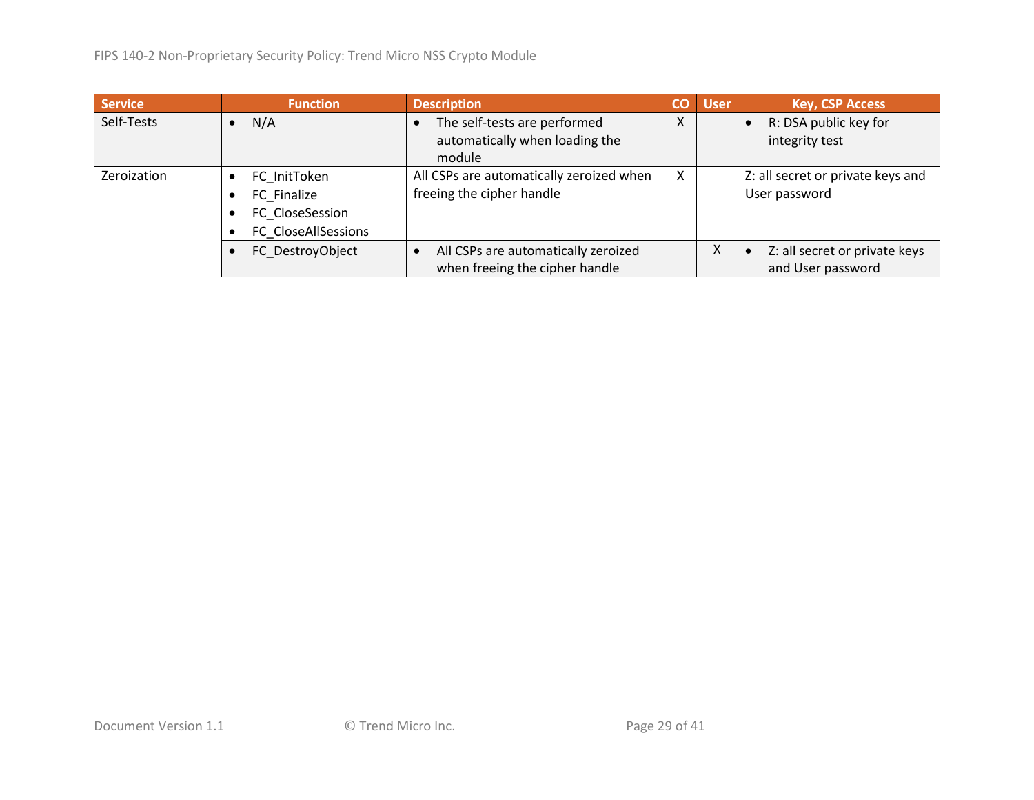| Service | Function | Description | CO | User | Key, CSP Access |
|---|---|---|---|---|---|
| Self-Tests | • N/A | • The self-tests are performed automatically when loading the module | X | | • R: DSA public key for integrity test |
| Zeroization | • FC_InitToken<br>• FC_Finalize<br>• FC_CloseSession<br>• FC_CloseAllSessions | All CSPs are automatically zeroized when freeing the cipher handle | X | | Z: all secret or private keys and User password |
| | • FC_DestroyObject | • All CSPs are automatically zeroized when freeing the cipher handle | | X | • Z: all secret or private keys and User password |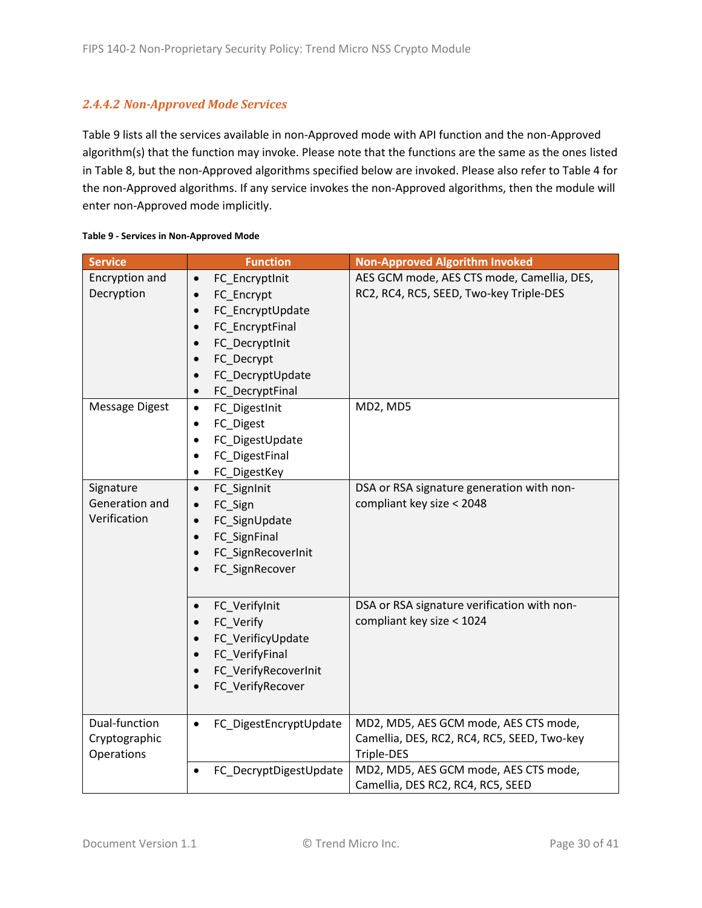#### *2.4.4.2 Non-Approved Mode Services*

Table 9 lists all the services available in non-Approved mode with API function and the non-Approved algorithm(s) that the function may invoke. Please note that the functions are the same as the ones listed in Table 8, but the non-Approved algorithms specified below are invoked. Please also refer to Table 4 for the non-Approved algorithms. If any service invokes the non-Approved algorithms, then the module will enter non-Approved mode implicitly.

**Table 9 - Services in Non-Approved Mode**

| Service | Function | Non-Approved Algorithm Invoked |
|---|---|---|
| Encryption and Decryption | • FC_EncryptInit<br>• FC_Encrypt<br>• FC_EncryptUpdate<br>• FC_EncryptFinal<br>• FC_DecryptInit<br>• FC_Decrypt<br>• FC_DecryptUpdate<br>• FC_DecryptFinal | AES GCM mode, AES CTS mode, Camellia, DES, RC2, RC4, RC5, SEED, Two-key Triple-DES |
| Message Digest | • FC_DigestInit<br>• FC_Digest<br>• FC_DigestUpdate<br>• FC_DigestFinal<br>• FC_DigestKey | MD2, MD5 |
| Signature Generation and Verification | • FC_SignInit<br>• FC_Sign<br>• FC_SignUpdate<br>• FC_SignFinal<br>• FC_SignRecoverInit<br>• FC_SignRecover | DSA or RSA signature generation with non-compliant key size < 2048 |
| | • FC_VerifyInit<br>• FC_Verify<br>• FC_VerificyUpdate<br>• FC_VerifyFinal<br>• FC_VerifyRecoverInit<br>• FC_VerifyRecover | DSA or RSA signature verification with non-compliant key size < 1024 |
| Dual-function Cryptographic Operations | • FC_DigestEncryptUpdate | MD2, MD5, AES GCM mode, AES CTS mode, Camellia, DES, RC2, RC4, RC5, SEED, Two-key Triple-DES |
| | • FC_DecryptDigestUpdate | MD2, MD5, AES GCM mode, AES CTS mode, Camellia, DES RC2, RC4, RC5, SEED |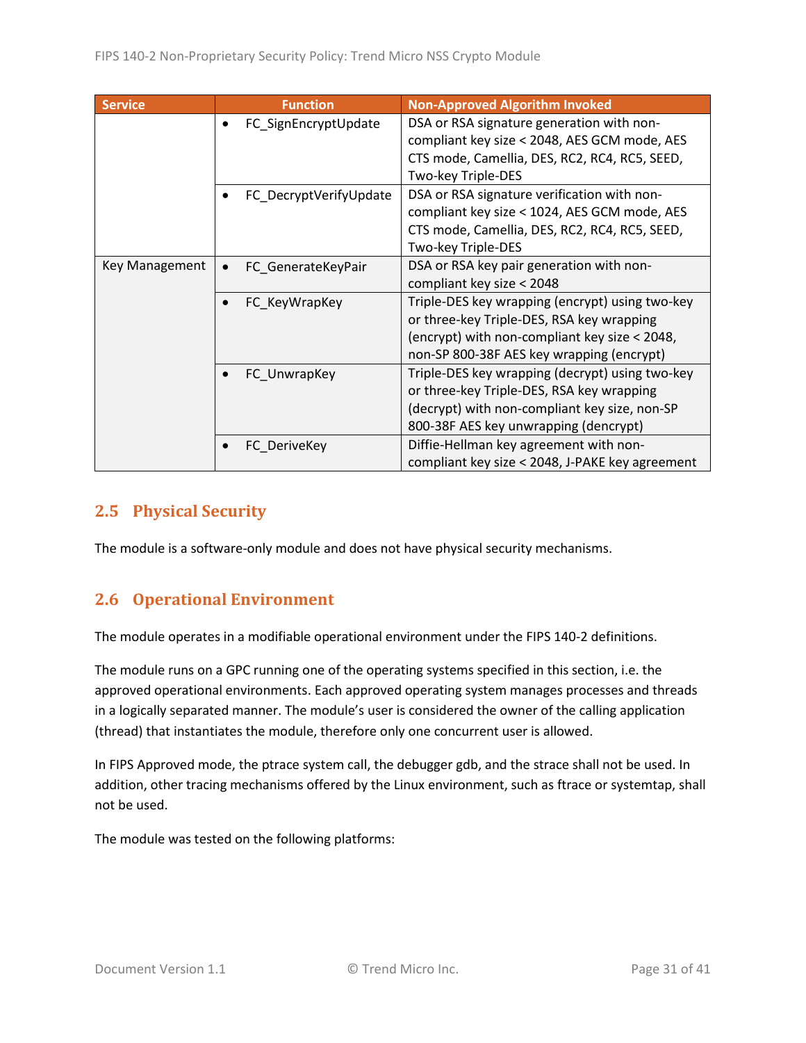| Service | Function | Non-Approved Algorithm Invoked |
|---|---|---|
| | • FC_SignEncryptUpdate | DSA or RSA signature generation with non-compliant key size < 2048, AES GCM mode, AES CTS mode, Camellia, DES, RC2, RC4, RC5, SEED, Two-key Triple-DES |
| | • FC_DecryptVerifyUpdate | DSA or RSA signature verification with non-compliant key size < 1024, AES GCM mode, AES CTS mode, Camellia, DES, RC2, RC4, RC5, SEED, Two-key Triple-DES |
| Key Management | • FC_GenerateKeyPair | DSA or RSA key pair generation with non-compliant key size < 2048 |
| | • FC_KeyWrapKey | Triple-DES key wrapping (encrypt) using two-key or three-key Triple-DES, RSA key wrapping (encrypt) with non-compliant key size < 2048, non-SP 800-38F AES key wrapping (encrypt) |
| | • FC_UnwrapKey | Triple-DES key wrapping (decrypt) using two-key or three-key Triple-DES, RSA key wrapping (decrypt) with non-compliant key size, non-SP 800-38F AES key unwrapping (dencrypt) |
| | • FC_DeriveKey | Diffie-Hellman key agreement with non-compliant key size < 2048, J-PAKE key agreement |

## 2.5 Physical Security

The module is a software-only module and does not have physical security mechanisms.

## 2.6 Operational Environment

The module operates in a modifiable operational environment under the FIPS 140-2 definitions.

The module runs on a GPC running one of the operating systems specified in this section, i.e. the approved operational environments. Each approved operating system manages processes and threads in a logically separated manner. The module's user is considered the owner of the calling application (thread) that instantiates the module, therefore only one concurrent user is allowed.

In FIPS Approved mode, the ptrace system call, the debugger gdb, and the strace shall not be used. In addition, other tracing mechanisms offered by the Linux environment, such as ftrace or systemtap, shall not be used.

The module was tested on the following platforms: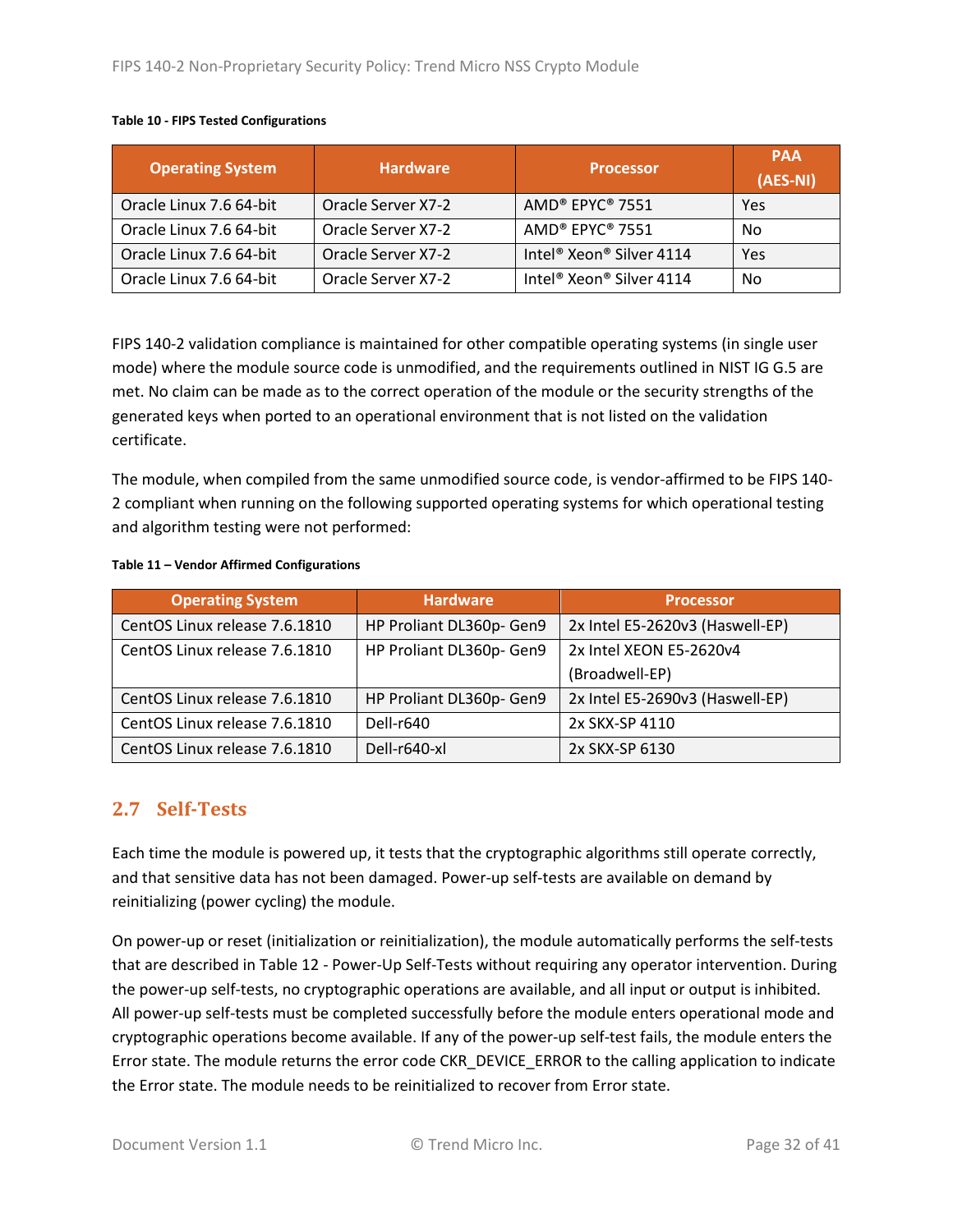**Table 10 - FIPS Tested Configurations**

| Operating System | Hardware | Processor | PAA (AES-NI) |
|---|---|---|---|
| Oracle Linux 7.6 64-bit | Oracle Server X7-2 | AMD® EPYC® 7551 | Yes |
| Oracle Linux 7.6 64-bit | Oracle Server X7-2 | AMD® EPYC® 7551 | No |
| Oracle Linux 7.6 64-bit | Oracle Server X7-2 | Intel® Xeon® Silver 4114 | Yes |
| Oracle Linux 7.6 64-bit | Oracle Server X7-2 | Intel® Xeon® Silver 4114 | No |

FIPS 140-2 validation compliance is maintained for other compatible operating systems (in single user mode) where the module source code is unmodified, and the requirements outlined in NIST IG G.5 are met. No claim can be made as to the correct operation of the module or the security strengths of the generated keys when ported to an operational environment that is not listed on the validation certificate.

The module, when compiled from the same unmodified source code, is vendor-affirmed to be FIPS 140-2 compliant when running on the following supported operating systems for which operational testing and algorithm testing were not performed:

**Table 11 – Vendor Affirmed Configurations**

| Operating System | Hardware | Processor |
|---|---|---|
| CentOS Linux release 7.6.1810 | HP Proliant DL360p- Gen9 | 2x Intel E5-2620v3 (Haswell-EP) |
| CentOS Linux release 7.6.1810 | HP Proliant DL360p- Gen9 | 2x Intel XEON E5-2620v4 (Broadwell-EP) |
| CentOS Linux release 7.6.1810 | HP Proliant DL360p- Gen9 | 2x Intel E5-2690v3 (Haswell-EP) |
| CentOS Linux release 7.6.1810 | Dell-r640 | 2x SKX-SP 4110 |
| CentOS Linux release 7.6.1810 | Dell-r640-xl | 2x SKX-SP 6130 |

## 2.7 Self-Tests

Each time the module is powered up, it tests that the cryptographic algorithms still operate correctly, and that sensitive data has not been damaged. Power-up self-tests are available on demand by reinitializing (power cycling) the module.

On power-up or reset (initialization or reinitialization), the module automatically performs the self-tests that are described in Table 12 - Power-Up Self-Tests without requiring any operator intervention. During the power-up self-tests, no cryptographic operations are available, and all input or output is inhibited. All power-up self-tests must be completed successfully before the module enters operational mode and cryptographic operations become available. If any of the power-up self-test fails, the module enters the Error state. The module returns the error code CKR_DEVICE_ERROR to the calling application to indicate the Error state. The module needs to be reinitialized to recover from Error state.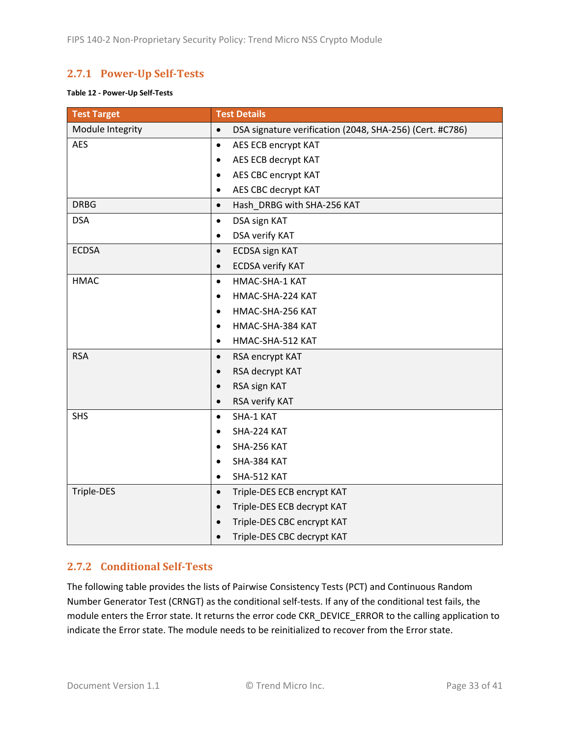### 2.7.1 Power-Up Self-Tests

**Table 12 - Power-Up Self-Tests**

| Test Target | Test Details |
| --- | --- |
| Module Integrity | • DSA signature verification (2048, SHA-256) (Cert. #C786) |
| AES | • AES ECB encrypt KAT<br>• AES ECB decrypt KAT<br>• AES CBC encrypt KAT<br>• AES CBC decrypt KAT |
| DRBG | • Hash_DRBG with SHA-256 KAT |
| DSA | • DSA sign KAT<br>• DSA verify KAT |
| ECDSA | • ECDSA sign KAT<br>• ECDSA verify KAT |
| HMAC | • HMAC-SHA-1 KAT<br>• HMAC-SHA-224 KAT<br>• HMAC-SHA-256 KAT<br>• HMAC-SHA-384 KAT<br>• HMAC-SHA-512 KAT |
| RSA | • RSA encrypt KAT<br>• RSA decrypt KAT<br>• RSA sign KAT<br>• RSA verify KAT |
| SHS | • SHA-1 KAT<br>• SHA-224 KAT<br>• SHA-256 KAT<br>• SHA-384 KAT<br>• SHA-512 KAT |
| Triple-DES | • Triple-DES ECB encrypt KAT<br>• Triple-DES ECB decrypt KAT<br>• Triple-DES CBC encrypt KAT<br>• Triple-DES CBC decrypt KAT |

### 2.7.2 Conditional Self-Tests

The following table provides the lists of Pairwise Consistency Tests (PCT) and Continuous Random Number Generator Test (CRNGT) as the conditional self-tests. If any of the conditional test fails, the module enters the Error state. It returns the error code CKR_DEVICE_ERROR to the calling application to indicate the Error state. The module needs to be reinitialized to recover from the Error state.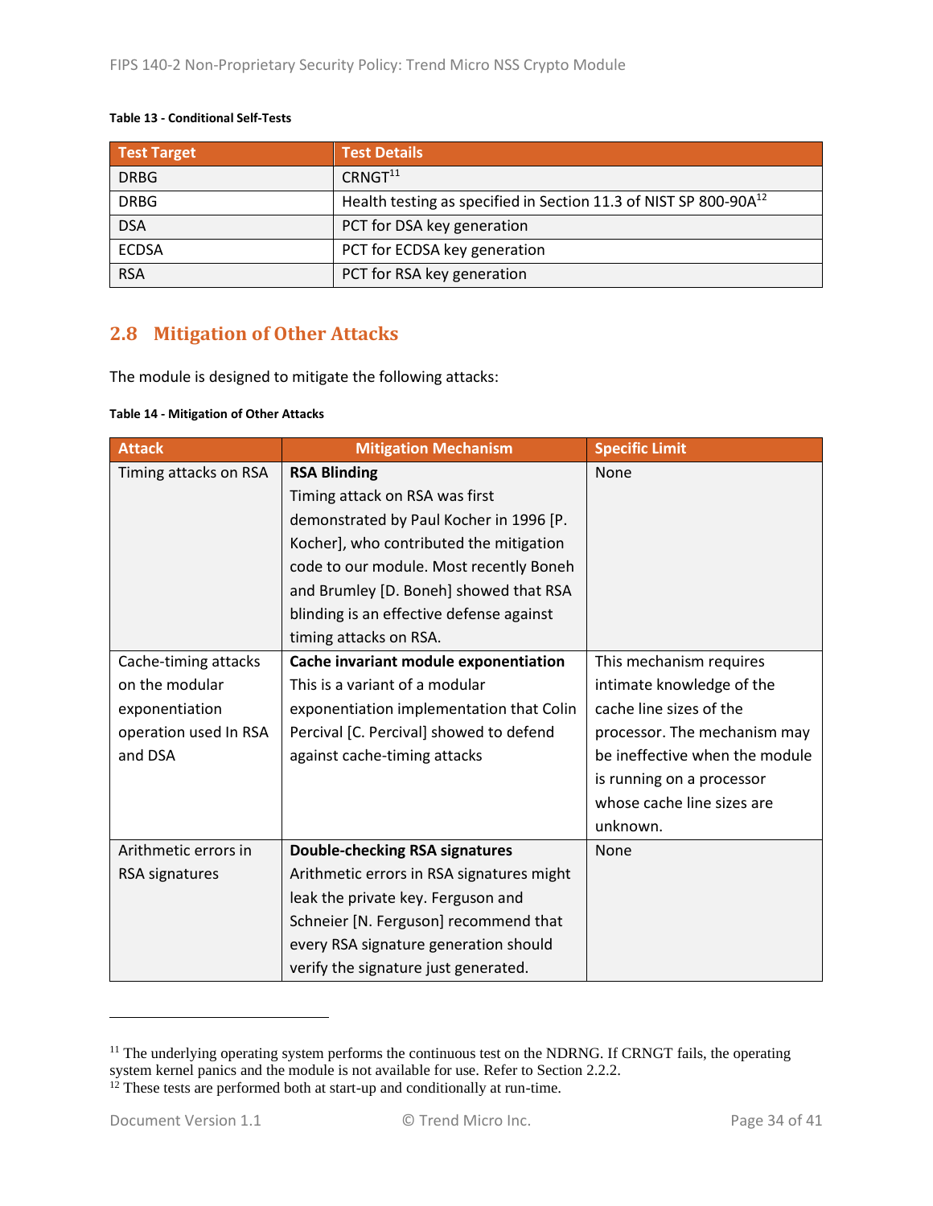**Table 13 - Conditional Self-Tests**

| Test Target | Test Details |
| --- | --- |
| DRBG | CRNGT[11] |
| DRBG | Health testing as specified in Section 11.3 of NIST SP 800-90A[12] |
| DSA | PCT for DSA key generation |
| ECDSA | PCT for ECDSA key generation |
| RSA | PCT for RSA key generation |

## 2.8 Mitigation of Other Attacks

The module is designed to mitigate the following attacks:

**Table 14 - Mitigation of Other Attacks**

| Attack | Mitigation Mechanism | Specific Limit |
| --- | --- | --- |
| Timing attacks on RSA | **RSA Blinding** Timing attack on RSA was first demonstrated by Paul Kocher in 1996 [P. Kocher], who contributed the mitigation code to our module. Most recently Boneh and Brumley [D. Boneh] showed that RSA blinding is an effective defense against timing attacks on RSA. | None |
| Cache-timing attacks on the modular exponentiation operation used In RSA and DSA | **Cache invariant module exponentiation** This is a variant of a modular exponentiation implementation that Colin Percival [C. Percival] showed to defend against cache-timing attacks | This mechanism requires intimate knowledge of the cache line sizes of the processor. The mechanism may be ineffective when the module is running on a processor whose cache line sizes are unknown. |
| Arithmetic errors in RSA signatures | **Double-checking RSA signatures** Arithmetic errors in RSA signatures might leak the private key. Ferguson and Schneier [N. Ferguson] recommend that every RSA signature generation should verify the signature just generated. | None |

---

[11] The underlying operating system performs the continuous test on the NDRNG. If CRNGT fails, the operating system kernel panics and the module is not available for use. Refer to Section 2.2.2.

[12] These tests are performed both at start-up and conditionally at run-time.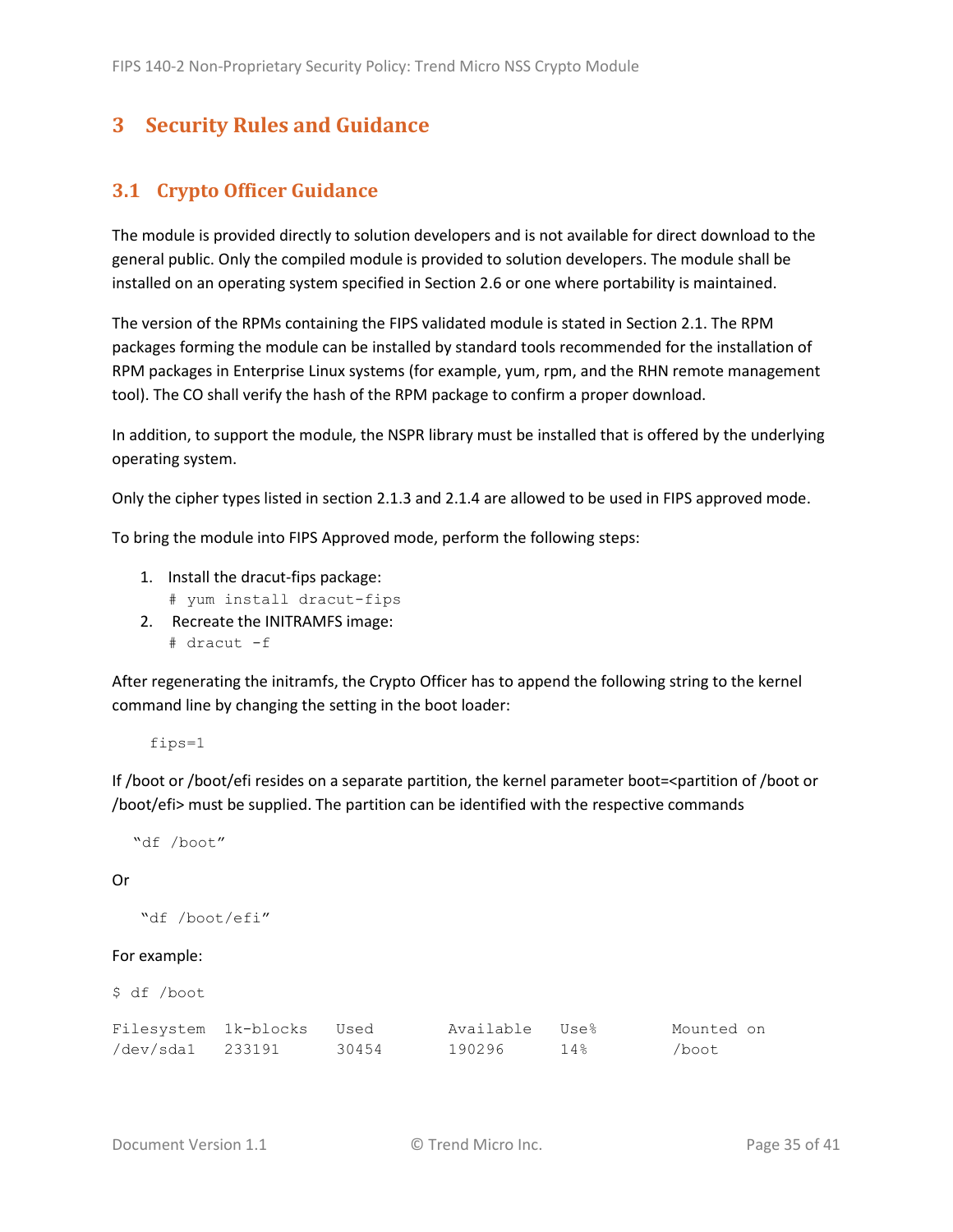# 3 Security Rules and Guidance

## 3.1 Crypto Officer Guidance

The module is provided directly to solution developers and is not available for direct download to the general public. Only the compiled module is provided to solution developers. The module shall be installed on an operating system specified in Section 2.6 or one where portability is maintained.

The version of the RPMs containing the FIPS validated module is stated in Section 2.1. The RPM packages forming the module can be installed by standard tools recommended for the installation of RPM packages in Enterprise Linux systems (for example, yum, rpm, and the RHN remote management tool). The CO shall verify the hash of the RPM package to confirm a proper download.

In addition, to support the module, the NSPR library must be installed that is offered by the underlying operating system.

Only the cipher types listed in section 2.1.3 and 2.1.4 are allowed to be used in FIPS approved mode.

To bring the module into FIPS Approved mode, perform the following steps:

1. Install the dracut-fips package:
   ```
   # yum install dracut-fips
   ```
2. Recreate the INITRAMFS image:
   ```
   # dracut -f
   ```

After regenerating the initramfs, the Crypto Officer has to append the following string to the kernel command line by changing the setting in the boot loader:

```
fips=1
```

If /boot or /boot/efi resides on a separate partition, the kernel parameter boot=<partition of /boot or /boot/efi> must be supplied. The partition can be identified with the respective commands

```
"df /boot"
```

Or

```
"df /boot/efi"
```

For example:

```
$ df /boot

Filesystem  1k-blocks   Used     Available   Use%     Mounted on
/dev/sda1   233191      30454    190296      14%      /boot
```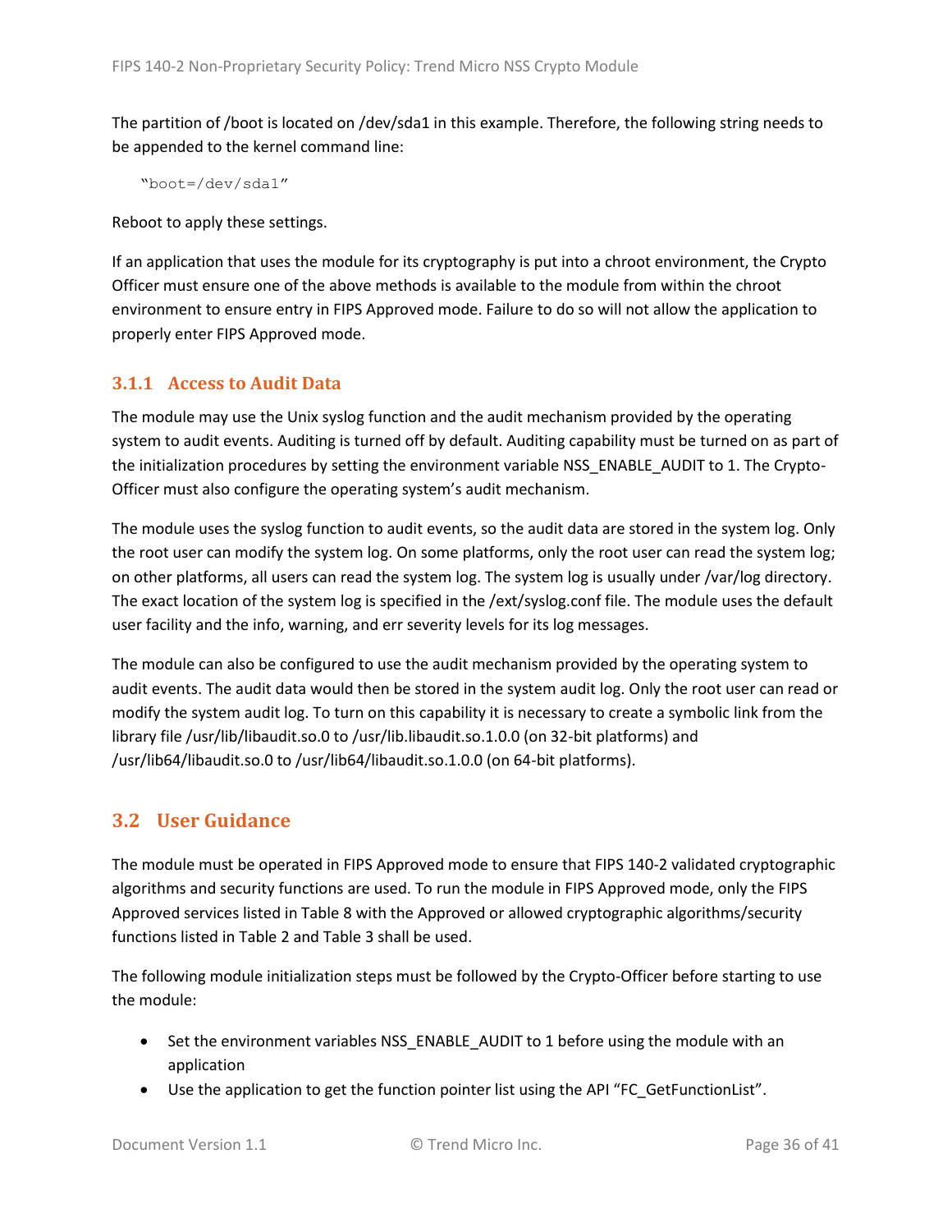The partition of /boot is located on /dev/sda1 in this example. Therefore, the following string needs to be appended to the kernel command line:

```
"boot=/dev/sda1"
```

Reboot to apply these settings.

If an application that uses the module for its cryptography is put into a chroot environment, the Crypto Officer must ensure one of the above methods is available to the module from within the chroot environment to ensure entry in FIPS Approved mode. Failure to do so will not allow the application to properly enter FIPS Approved mode.

### 3.1.1 Access to Audit Data

The module may use the Unix syslog function and the audit mechanism provided by the operating system to audit events. Auditing is turned off by default. Auditing capability must be turned on as part of the initialization procedures by setting the environment variable NSS_ENABLE_AUDIT to 1. The Crypto-Officer must also configure the operating system's audit mechanism.

The module uses the syslog function to audit events, so the audit data are stored in the system log. Only the root user can modify the system log. On some platforms, only the root user can read the system log; on other platforms, all users can read the system log. The system log is usually under /var/log directory. The exact location of the system log is specified in the /ext/syslog.conf file. The module uses the default user facility and the info, warning, and err severity levels for its log messages.

The module can also be configured to use the audit mechanism provided by the operating system to audit events. The audit data would then be stored in the system audit log. Only the root user can read or modify the system audit log. To turn on this capability it is necessary to create a symbolic link from the library file /usr/lib/libaudit.so.0 to /usr/lib.libaudit.so.1.0.0 (on 32-bit platforms) and /usr/lib64/libaudit.so.0 to /usr/lib64/libaudit.so.1.0.0 (on 64-bit platforms).

## 3.2 User Guidance

The module must be operated in FIPS Approved mode to ensure that FIPS 140-2 validated cryptographic algorithms and security functions are used. To run the module in FIPS Approved mode, only the FIPS Approved services listed in Table 8 with the Approved or allowed cryptographic algorithms/security functions listed in Table 2 and Table 3 shall be used.

The following module initialization steps must be followed by the Crypto-Officer before starting to use the module:

- Set the environment variables NSS_ENABLE_AUDIT to 1 before using the module with an application
- Use the application to get the function pointer list using the API "FC_GetFunctionList".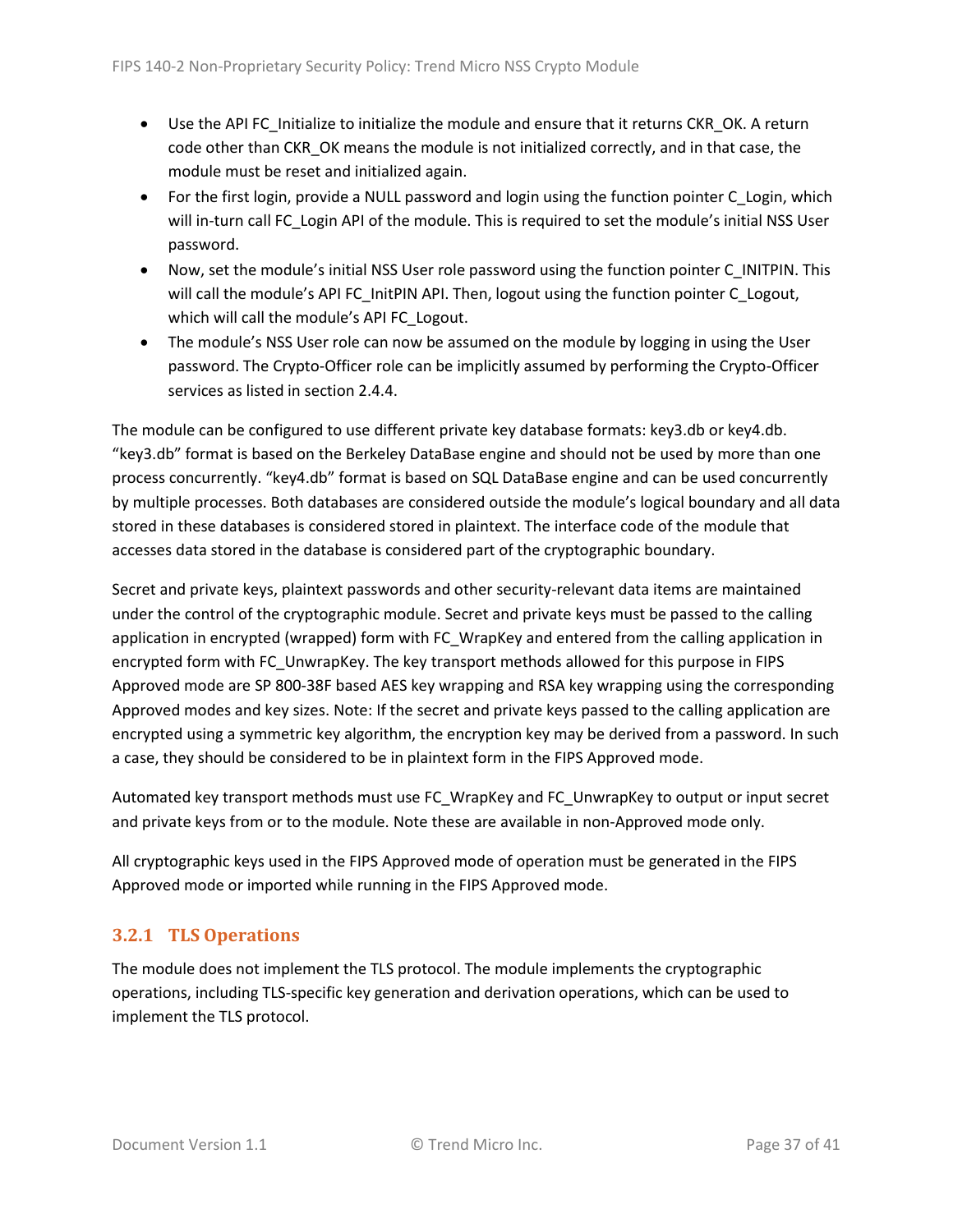- Use the API FC_Initialize to initialize the module and ensure that it returns CKR_OK. A return code other than CKR_OK means the module is not initialized correctly, and in that case, the module must be reset and initialized again.
- For the first login, provide a NULL password and login using the function pointer C_Login, which will in-turn call FC_Login API of the module. This is required to set the module's initial NSS User password.
- Now, set the module's initial NSS User role password using the function pointer C_INITPIN. This will call the module's API FC_InitPIN API. Then, logout using the function pointer C_Logout, which will call the module's API FC_Logout.
- The module's NSS User role can now be assumed on the module by logging in using the User password. The Crypto-Officer role can be implicitly assumed by performing the Crypto-Officer services as listed in section 2.4.4.

The module can be configured to use different private key database formats: key3.db or key4.db. "key3.db" format is based on the Berkeley DataBase engine and should not be used by more than one process concurrently. "key4.db" format is based on SQL DataBase engine and can be used concurrently by multiple processes. Both databases are considered outside the module's logical boundary and all data stored in these databases is considered stored in plaintext. The interface code of the module that accesses data stored in the database is considered part of the cryptographic boundary.

Secret and private keys, plaintext passwords and other security-relevant data items are maintained under the control of the cryptographic module. Secret and private keys must be passed to the calling application in encrypted (wrapped) form with FC_WrapKey and entered from the calling application in encrypted form with FC_UnwrapKey. The key transport methods allowed for this purpose in FIPS Approved mode are SP 800-38F based AES key wrapping and RSA key wrapping using the corresponding Approved modes and key sizes. Note: If the secret and private keys passed to the calling application are encrypted using a symmetric key algorithm, the encryption key may be derived from a password. In such a case, they should be considered to be in plaintext form in the FIPS Approved mode.

Automated key transport methods must use FC_WrapKey and FC_UnwrapKey to output or input secret and private keys from or to the module. Note these are available in non-Approved mode only.

All cryptographic keys used in the FIPS Approved mode of operation must be generated in the FIPS Approved mode or imported while running in the FIPS Approved mode.

### 3.2.1 TLS Operations

The module does not implement the TLS protocol. The module implements the cryptographic operations, including TLS-specific key generation and derivation operations, which can be used to implement the TLS protocol.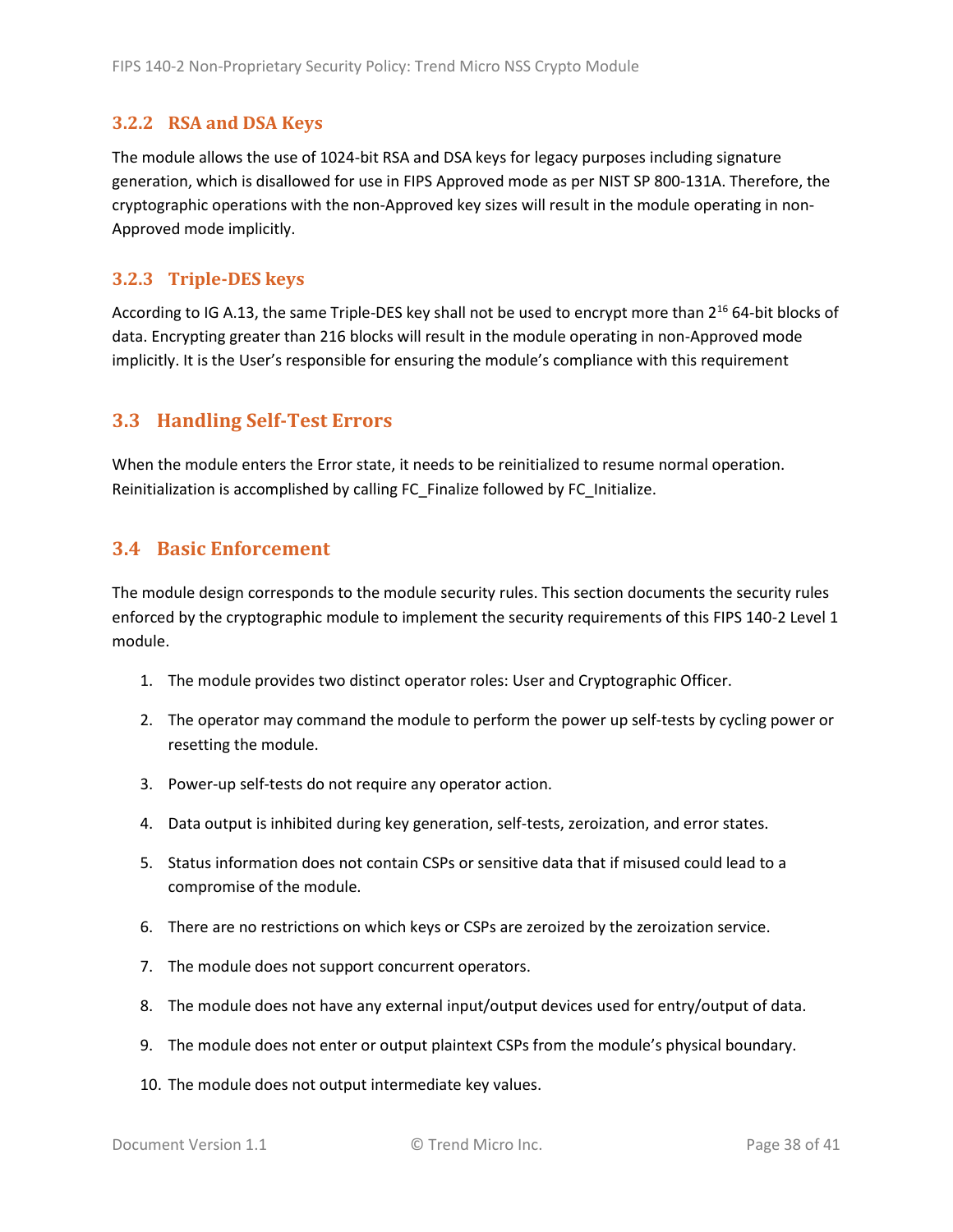### 3.2.2 RSA and DSA Keys

The module allows the use of 1024-bit RSA and DSA keys for legacy purposes including signature generation, which is disallowed for use in FIPS Approved mode as per NIST SP 800-131A. Therefore, the cryptographic operations with the non-Approved key sizes will result in the module operating in non-Approved mode implicitly.

### 3.2.3 Triple-DES keys

According to IG A.13, the same Triple-DES key shall not be used to encrypt more than $2^{16}$ 64-bit blocks of data. Encrypting greater than 216 blocks will result in the module operating in non-Approved mode implicitly. It is the User's responsible for ensuring the module's compliance with this requirement

## 3.3 Handling Self-Test Errors

When the module enters the Error state, it needs to be reinitialized to resume normal operation. Reinitialization is accomplished by calling FC_Finalize followed by FC_Initialize.

## 3.4 Basic Enforcement

The module design corresponds to the module security rules. This section documents the security rules enforced by the cryptographic module to implement the security requirements of this FIPS 140-2 Level 1 module.

1. The module provides two distinct operator roles: User and Cryptographic Officer.
2. The operator may command the module to perform the power up self-tests by cycling power or resetting the module.
3. Power-up self-tests do not require any operator action.
4. Data output is inhibited during key generation, self-tests, zeroization, and error states.
5. Status information does not contain CSPs or sensitive data that if misused could lead to a compromise of the module.
6. There are no restrictions on which keys or CSPs are zeroized by the zeroization service.
7. The module does not support concurrent operators.
8. The module does not have any external input/output devices used for entry/output of data.
9. The module does not enter or output plaintext CSPs from the module's physical boundary.
10. The module does not output intermediate key values.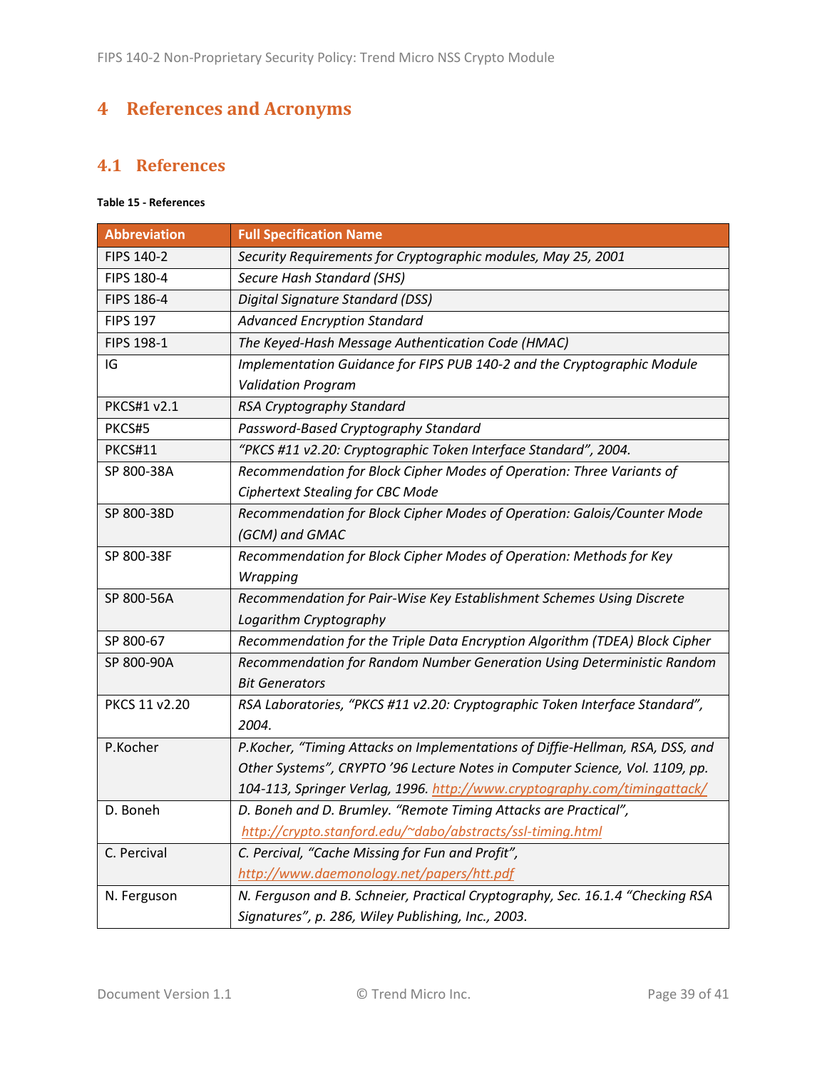# 4 References and Acronyms

## 4.1 References

**Table 15 - References**

| Abbreviation | Full Specification Name |
|---|---|
| FIPS 140-2 | *Security Requirements for Cryptographic modules, May 25, 2001* |
| FIPS 180-4 | *Secure Hash Standard (SHS)* |
| FIPS 186-4 | *Digital Signature Standard (DSS)* |
| FIPS 197 | *Advanced Encryption Standard* |
| FIPS 198-1 | *The Keyed-Hash Message Authentication Code (HMAC)* |
| IG | *Implementation Guidance for FIPS PUB 140-2 and the Cryptographic Module Validation Program* |
| PKCS#1 v2.1 | *RSA Cryptography Standard* |
| PKCS#5 | *Password-Based Cryptography Standard* |
| PKCS#11 | *"PKCS #11 v2.20: Cryptographic Token Interface Standard", 2004.* |
| SP 800-38A | *Recommendation for Block Cipher Modes of Operation: Three Variants of Ciphertext Stealing for CBC Mode* |
| SP 800-38D | *Recommendation for Block Cipher Modes of Operation: Galois/Counter Mode (GCM) and GMAC* |
| SP 800-38F | *Recommendation for Block Cipher Modes of Operation: Methods for Key Wrapping* |
| SP 800-56A | *Recommendation for Pair-Wise Key Establishment Schemes Using Discrete Logarithm Cryptography* |
| SP 800-67 | *Recommendation for the Triple Data Encryption Algorithm (TDEA) Block Cipher* |
| SP 800-90A | *Recommendation for Random Number Generation Using Deterministic Random Bit Generators* |
| PKCS 11 v2.20 | *RSA Laboratories, "PKCS #11 v2.20: Cryptographic Token Interface Standard", 2004.* |
| P.Kocher | *P.Kocher, "Timing Attacks on Implementations of Diffie-Hellman, RSA, DSS, and Other Systems", CRYPTO '96 Lecture Notes in Computer Science, Vol. 1109, pp. 104-113, Springer Verlag, 1996. http://www.cryptography.com/timingattack/* |
| D. Boneh | *D. Boneh and D. Brumley. "Remote Timing Attacks are Practical", http://crypto.stanford.edu/~dabo/abstracts/ssl-timing.html* |
| C. Percival | *C. Percival, "Cache Missing for Fun and Profit", http://www.daemonology.net/papers/htt.pdf* |
| N. Ferguson | *N. Ferguson and B. Schneier, Practical Cryptography, Sec. 16.1.4 "Checking RSA Signatures", p. 286, Wiley Publishing, Inc., 2003.* |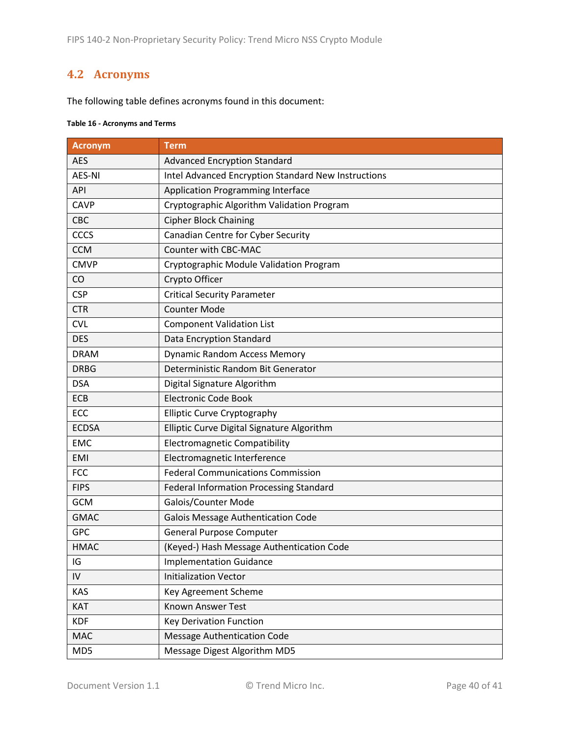## 4.2 Acronyms

The following table defines acronyms found in this document:

**Table 16 - Acronyms and Terms**

| Acronym | Term |
|---|---|
| AES | Advanced Encryption Standard |
| AES-NI | Intel Advanced Encryption Standard New Instructions |
| API | Application Programming Interface |
| CAVP | Cryptographic Algorithm Validation Program |
| CBC | Cipher Block Chaining |
| CCCS | Canadian Centre for Cyber Security |
| CCM | Counter with CBC-MAC |
| CMVP | Cryptographic Module Validation Program |
| CO | Crypto Officer |
| CSP | Critical Security Parameter |
| CTR | Counter Mode |
| CVL | Component Validation List |
| DES | Data Encryption Standard |
| DRAM | Dynamic Random Access Memory |
| DRBG | Deterministic Random Bit Generator |
| DSA | Digital Signature Algorithm |
| ECB | Electronic Code Book |
| ECC | Elliptic Curve Cryptography |
| ECDSA | Elliptic Curve Digital Signature Algorithm |
| EMC | Electromagnetic Compatibility |
| EMI | Electromagnetic Interference |
| FCC | Federal Communications Commission |
| FIPS | Federal Information Processing Standard |
| GCM | Galois/Counter Mode |
| GMAC | Galois Message Authentication Code |
| GPC | General Purpose Computer |
| HMAC | (Keyed-) Hash Message Authentication Code |
| IG | Implementation Guidance |
| IV | Initialization Vector |
| KAS | Key Agreement Scheme |
| KAT | Known Answer Test |
| KDF | Key Derivation Function |
| MAC | Message Authentication Code |
| MD5 | Message Digest Algorithm MD5 |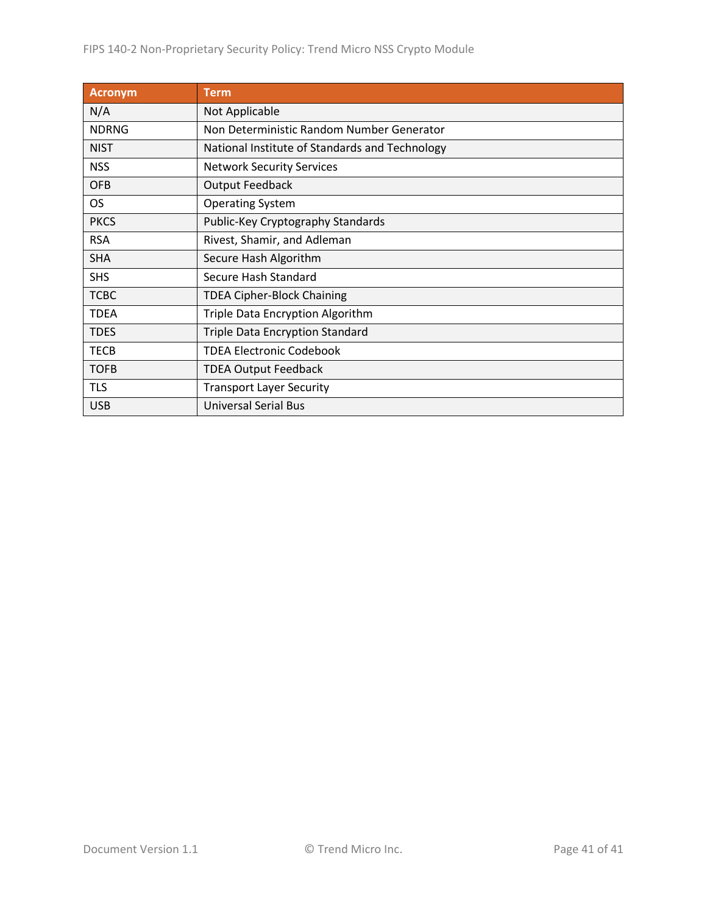| Acronym | Term |
|---|---|
| N/A | Not Applicable |
| NDRNG | Non Deterministic Random Number Generator |
| NIST | National Institute of Standards and Technology |
| NSS | Network Security Services |
| OFB | Output Feedback |
| OS | Operating System |
| PKCS | Public-Key Cryptography Standards |
| RSA | Rivest, Shamir, and Adleman |
| SHA | Secure Hash Algorithm |
| SHS | Secure Hash Standard |
| TCBC | TDEA Cipher-Block Chaining |
| TDEA | Triple Data Encryption Algorithm |
| TDES | Triple Data Encryption Standard |
| TECB | TDEA Electronic Codebook |
| TOFB | TDEA Output Feedback |
| TLS | Transport Layer Security |
| USB | Universal Serial Bus |